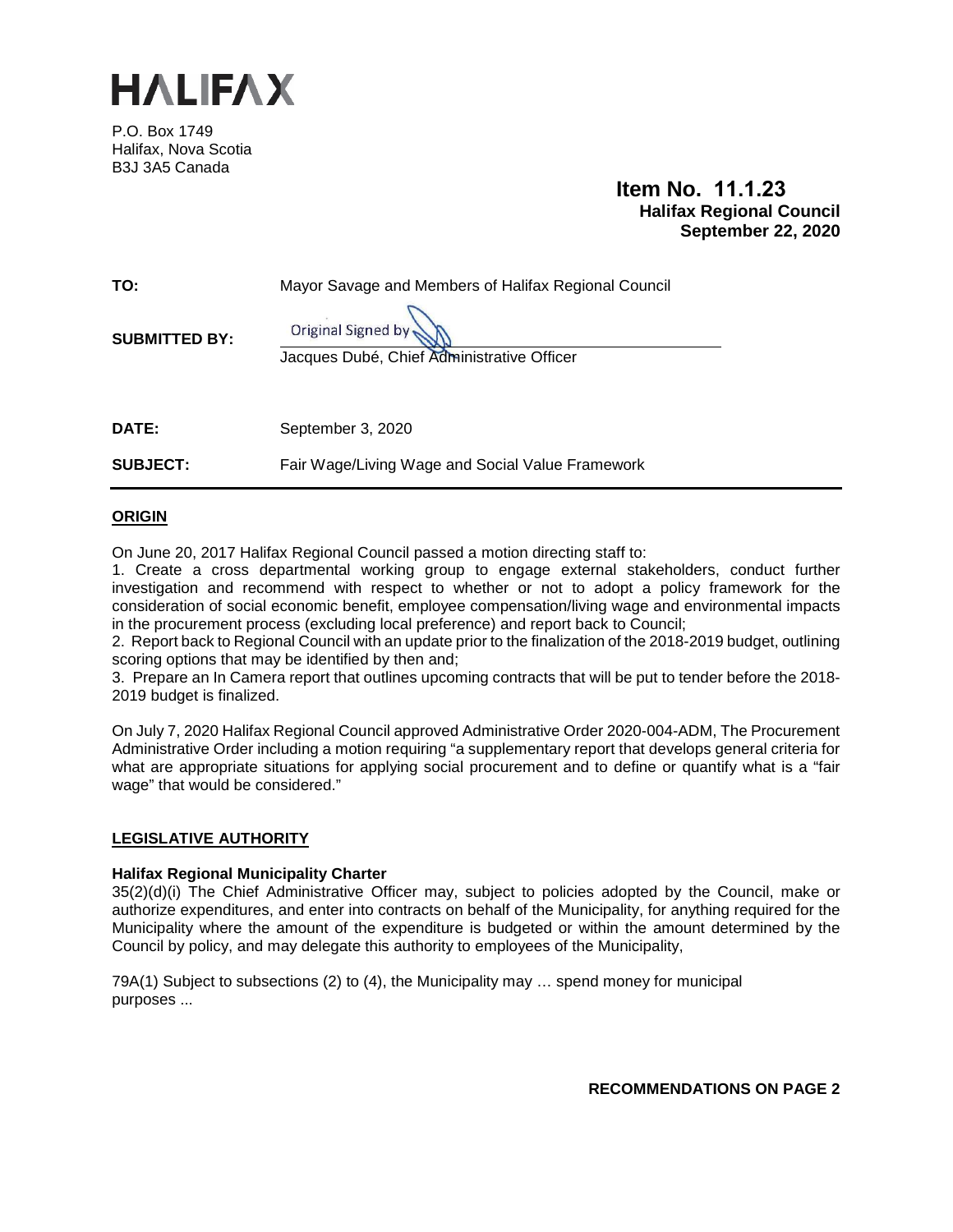# HALIFAX

P.O. Box 1749
Halifax, Nova Scotia
B3J 3A5 Canada

**Item No. 11.1.23**
**Halifax Regional Council**
**September 22, 2020**

**TO:** Mayor Savage and Members of Halifax Regional Council

**SUBMITTED BY:** Original Signed by
Jacques Dubé, Chief Administrative Officer

**DATE:** September 3, 2020

**SUBJECT:** Fair Wage/Living Wage and Social Value Framework

## ORIGIN

On June 20, 2017 Halifax Regional Council passed a motion directing staff to:

1. Create a cross departmental working group to engage external stakeholders, conduct further investigation and recommend with respect to whether or not to adopt a policy framework for the consideration of social economic benefit, employee compensation/living wage and environmental impacts in the procurement process (excluding local preference) and report back to Council;
2. Report back to Regional Council with an update prior to the finalization of the 2018-2019 budget, outlining scoring options that may be identified by then and;
3. Prepare an In Camera report that outlines upcoming contracts that will be put to tender before the 2018-2019 budget is finalized.

On July 7, 2020 Halifax Regional Council approved Administrative Order 2020-004-ADM, The Procurement Administrative Order including a motion requiring "a supplementary report that develops general criteria for what are appropriate situations for applying social procurement and to define or quantify what is a "fair wage" that would be considered."

## LEGISLATIVE AUTHORITY

**Halifax Regional Municipality Charter**

35(2)(d)(i) The Chief Administrative Officer may, subject to policies adopted by the Council, make or authorize expenditures, and enter into contracts on behalf of the Municipality, for anything required for the Municipality where the amount of the expenditure is budgeted or within the amount determined by the Council by policy, and may delegate this authority to employees of the Municipality,

79A(1) Subject to subsections (2) to (4), the Municipality may … spend money for municipal purposes ...

**RECOMMENDATIONS ON PAGE 2**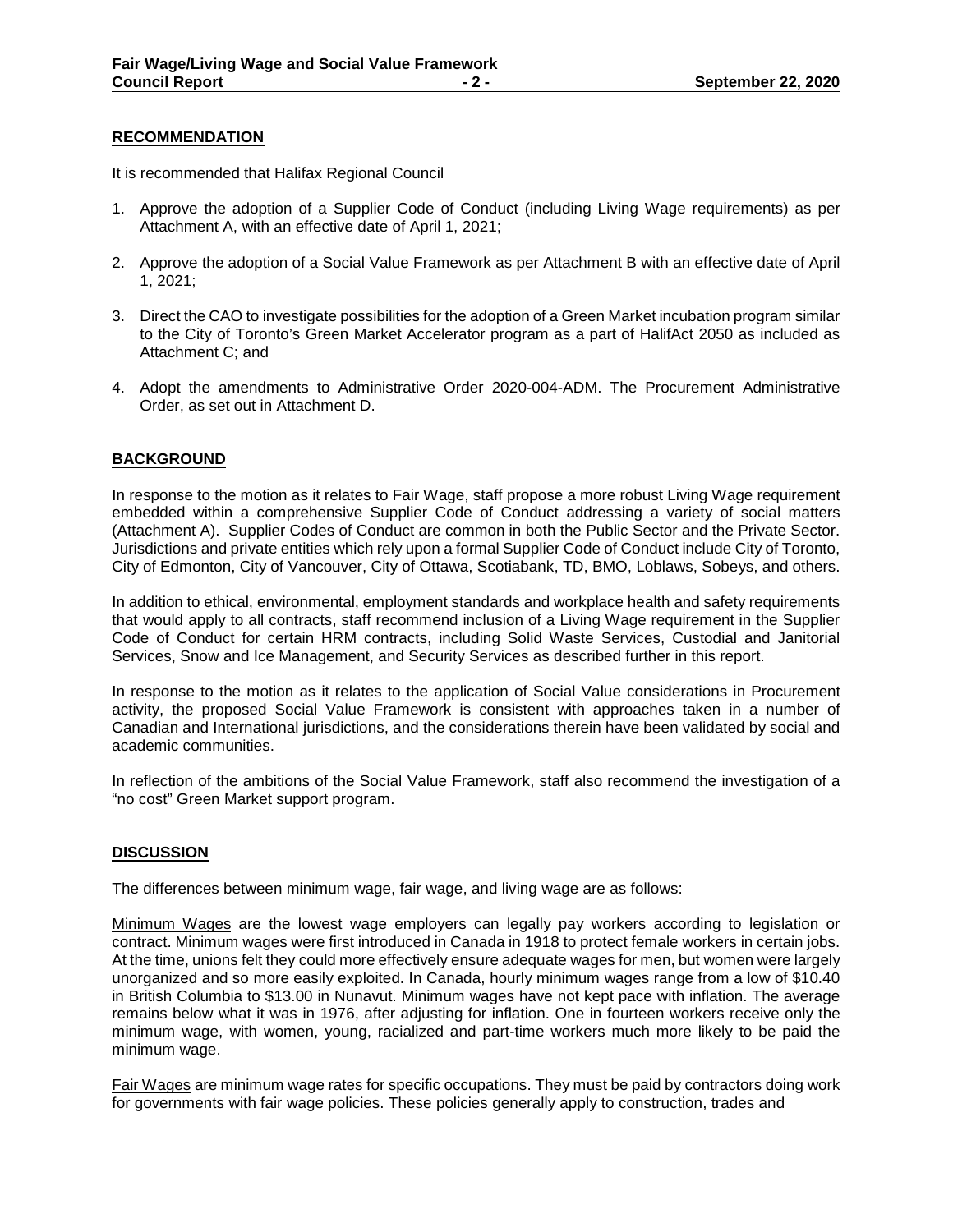## RECOMMENDATION

It is recommended that Halifax Regional Council

1. Approve the adoption of a Supplier Code of Conduct (including Living Wage requirements) as per Attachment A, with an effective date of April 1, 2021;

2. Approve the adoption of a Social Value Framework as per Attachment B with an effective date of April 1, 2021;

3. Direct the CAO to investigate possibilities for the adoption of a Green Market incubation program similar to the City of Toronto's Green Market Accelerator program as a part of HalifAct 2050 as included as Attachment C; and

4. Adopt the amendments to Administrative Order 2020-004-ADM. The Procurement Administrative Order, as set out in Attachment D.

## BACKGROUND

In response to the motion as it relates to Fair Wage, staff propose a more robust Living Wage requirement embedded within a comprehensive Supplier Code of Conduct addressing a variety of social matters (Attachment A). Supplier Codes of Conduct are common in both the Public Sector and the Private Sector. Jurisdictions and private entities which rely upon a formal Supplier Code of Conduct include City of Toronto, City of Edmonton, City of Vancouver, City of Ottawa, Scotiabank, TD, BMO, Loblaws, Sobeys, and others.

In addition to ethical, environmental, employment standards and workplace health and safety requirements that would apply to all contracts, staff recommend inclusion of a Living Wage requirement in the Supplier Code of Conduct for certain HRM contracts, including Solid Waste Services, Custodial and Janitorial Services, Snow and Ice Management, and Security Services as described further in this report.

In response to the motion as it relates to the application of Social Value considerations in Procurement activity, the proposed Social Value Framework is consistent with approaches taken in a number of Canadian and International jurisdictions, and the considerations therein have been validated by social and academic communities.

In reflection of the ambitions of the Social Value Framework, staff also recommend the investigation of a "no cost" Green Market support program.

## DISCUSSION

The differences between minimum wage, fair wage, and living wage are as follows:

Minimum Wages are the lowest wage employers can legally pay workers according to legislation or contract. Minimum wages were first introduced in Canada in 1918 to protect female workers in certain jobs. At the time, unions felt they could more effectively ensure adequate wages for men, but women were largely unorganized and so more easily exploited. In Canada, hourly minimum wages range from a low of $10.40 in British Columbia to $13.00 in Nunavut. Minimum wages have not kept pace with inflation. The average remains below what it was in 1976, after adjusting for inflation. One in fourteen workers receive only the minimum wage, with women, young, racialized and part-time workers much more likely to be paid the minimum wage.

Fair Wages are minimum wage rates for specific occupations. They must be paid by contractors doing work for governments with fair wage policies. These policies generally apply to construction, trades and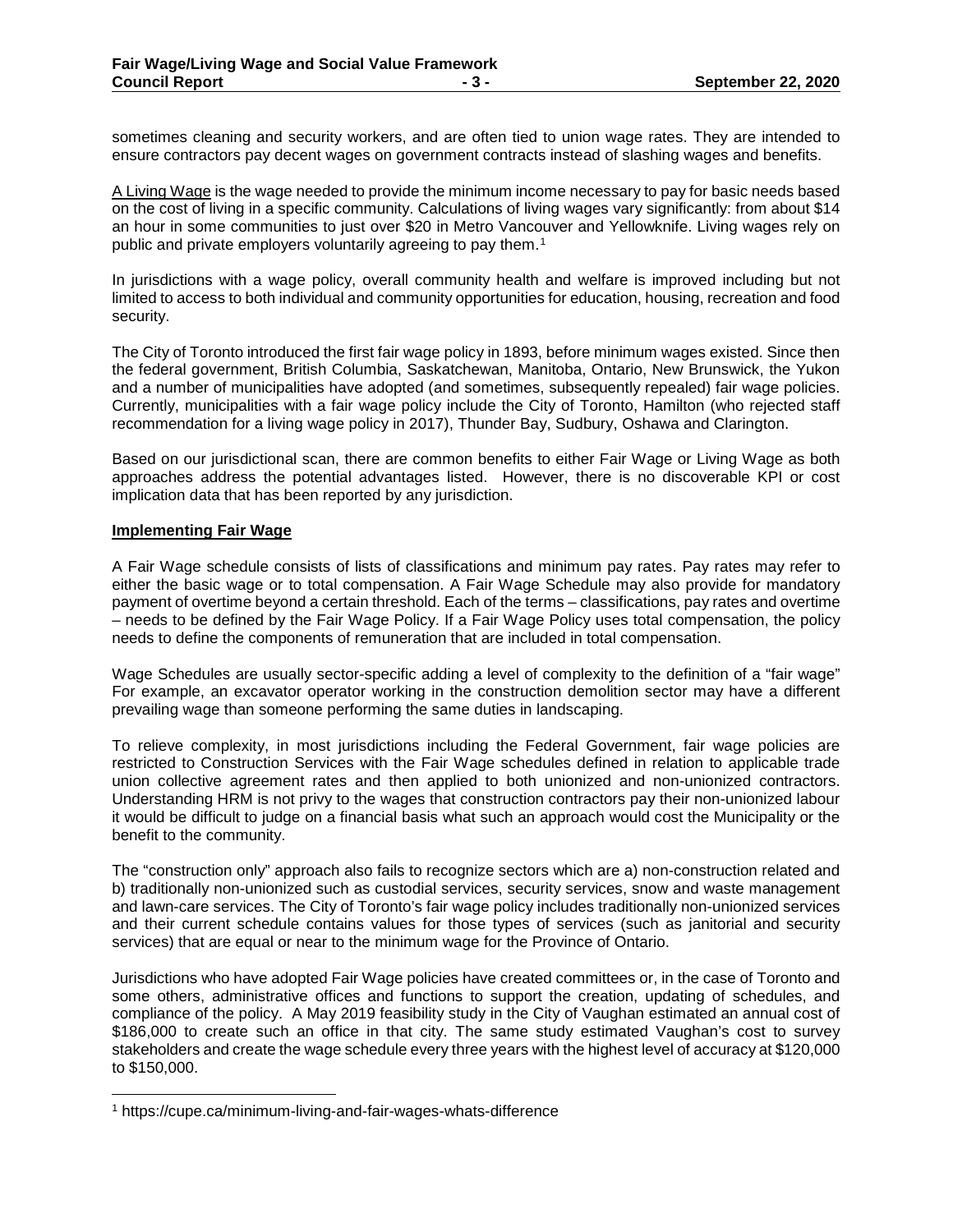sometimes cleaning and security workers, and are often tied to union wage rates. They are intended to ensure contractors pay decent wages on government contracts instead of slashing wages and benefits.

A Living Wage is the wage needed to provide the minimum income necessary to pay for basic needs based on the cost of living in a specific community. Calculations of living wages vary significantly: from about $14 an hour in some communities to just over $20 in Metro Vancouver and Yellowknife. Living wages rely on public and private employers voluntarily agreeing to pay them.[1]

In jurisdictions with a wage policy, overall community health and welfare is improved including but not limited to access to both individual and community opportunities for education, housing, recreation and food security.

The City of Toronto introduced the first fair wage policy in 1893, before minimum wages existed. Since then the federal government, British Columbia, Saskatchewan, Manitoba, Ontario, New Brunswick, the Yukon and a number of municipalities have adopted (and sometimes, subsequently repealed) fair wage policies. Currently, municipalities with a fair wage policy include the City of Toronto, Hamilton (who rejected staff recommendation for a living wage policy in 2017), Thunder Bay, Sudbury, Oshawa and Clarington.

Based on our jurisdictional scan, there are common benefits to either Fair Wage or Living Wage as both approaches address the potential advantages listed. However, there is no discoverable KPI or cost implication data that has been reported by any jurisdiction.

## Implementing Fair Wage

A Fair Wage schedule consists of lists of classifications and minimum pay rates. Pay rates may refer to either the basic wage or to total compensation. A Fair Wage Schedule may also provide for mandatory payment of overtime beyond a certain threshold. Each of the terms – classifications, pay rates and overtime – needs to be defined by the Fair Wage Policy. If a Fair Wage Policy uses total compensation, the policy needs to define the components of remuneration that are included in total compensation.

Wage Schedules are usually sector-specific adding a level of complexity to the definition of a "fair wage" For example, an excavator operator working in the construction demolition sector may have a different prevailing wage than someone performing the same duties in landscaping.

To relieve complexity, in most jurisdictions including the Federal Government, fair wage policies are restricted to Construction Services with the Fair Wage schedules defined in relation to applicable trade union collective agreement rates and then applied to both unionized and non-unionized contractors. Understanding HRM is not privy to the wages that construction contractors pay their non-unionized labour it would be difficult to judge on a financial basis what such an approach would cost the Municipality or the benefit to the community.

The "construction only" approach also fails to recognize sectors which are a) non-construction related and b) traditionally non-unionized such as custodial services, security services, snow and waste management and lawn-care services. The City of Toronto's fair wage policy includes traditionally non-unionized services and their current schedule contains values for those types of services (such as janitorial and security services) that are equal or near to the minimum wage for the Province of Ontario.

Jurisdictions who have adopted Fair Wage policies have created committees or, in the case of Toronto and some others, administrative offices and functions to support the creation, updating of schedules, and compliance of the policy. A May 2019 feasibility study in the City of Vaughan estimated an annual cost of $186,000 to create such an office in that city. The same study estimated Vaughan's cost to survey stakeholders and create the wage schedule every three years with the highest level of accuracy at $120,000 to $150,000.

[1] https://cupe.ca/minimum-living-and-fair-wages-whats-difference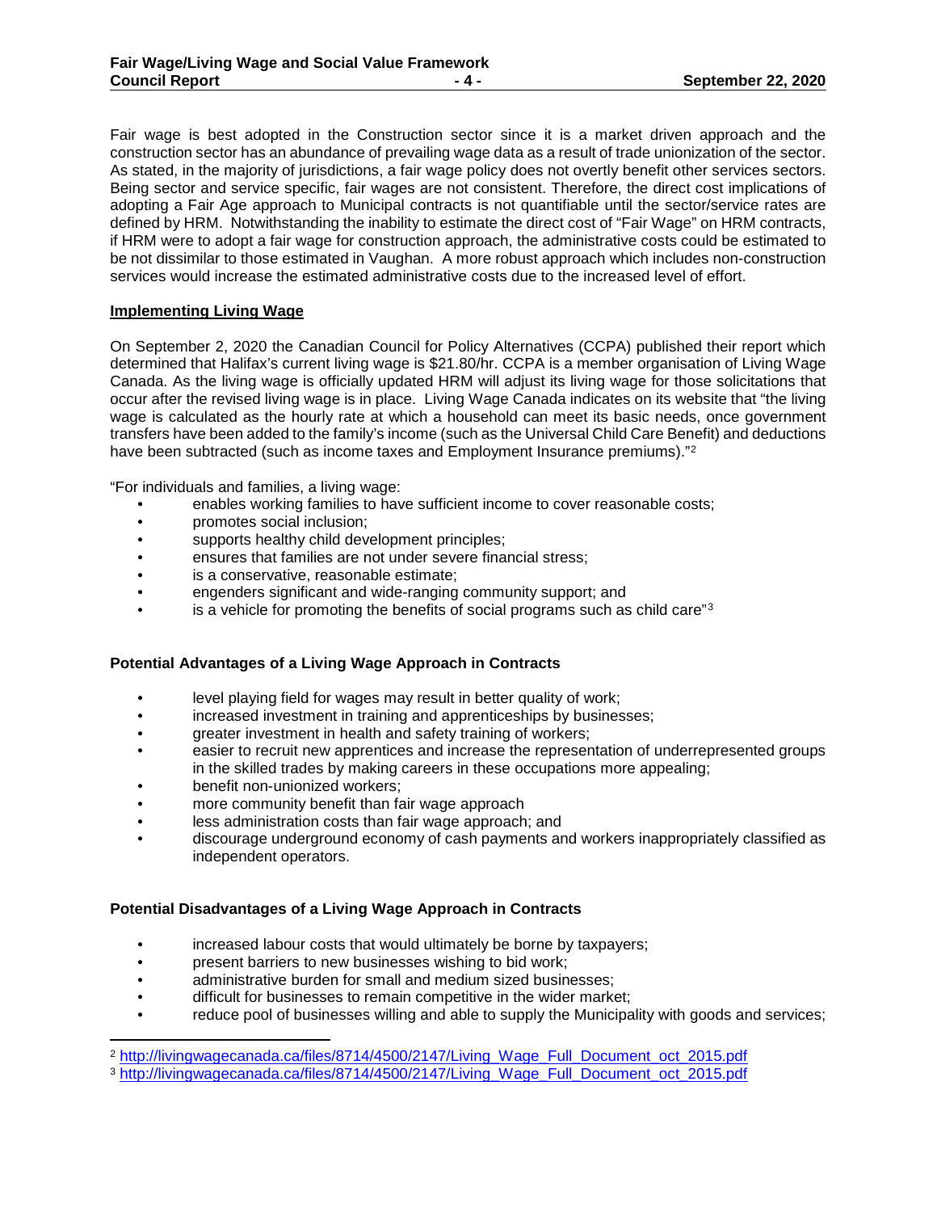Fair wage is best adopted in the Construction sector since it is a market driven approach and the construction sector has an abundance of prevailing wage data as a result of trade unionization of the sector. As stated, in the majority of jurisdictions, a fair wage policy does not overtly benefit other services sectors. Being sector and service specific, fair wages are not consistent. Therefore, the direct cost implications of adopting a Fair Age approach to Municipal contracts is not quantifiable until the sector/service rates are defined by HRM. Notwithstanding the inability to estimate the direct cost of "Fair Wage" on HRM contracts, if HRM were to adopt a fair wage for construction approach, the administrative costs could be estimated to be not dissimilar to those estimated in Vaughan. A more robust approach which includes non-construction services would increase the estimated administrative costs due to the increased level of effort.

## Implementing Living Wage

On September 2, 2020 the Canadian Council for Policy Alternatives (CCPA) published their report which determined that Halifax's current living wage is $21.80/hr. CCPA is a member organisation of Living Wage Canada. As the living wage is officially updated HRM will adjust its living wage for those solicitations that occur after the revised living wage is in place. Living Wage Canada indicates on its website that "the living wage is calculated as the hourly rate at which a household can meet its basic needs, once government transfers have been added to the family's income (such as the Universal Child Care Benefit) and deductions have been subtracted (such as income taxes and Employment Insurance premiums)."[2]

"For individuals and families, a living wage:

- enables working families to have sufficient income to cover reasonable costs;
- promotes social inclusion;
- supports healthy child development principles;
- ensures that families are not under severe financial stress;
- is a conservative, reasonable estimate;
- engenders significant and wide-ranging community support; and
- is a vehicle for promoting the benefits of social programs such as child care"[3]

### Potential Advantages of a Living Wage Approach in Contracts

- level playing field for wages may result in better quality of work;
- increased investment in training and apprenticeships by businesses;
- greater investment in health and safety training of workers;
- easier to recruit new apprentices and increase the representation of underrepresented groups in the skilled trades by making careers in these occupations more appealing;
- benefit non-unionized workers;
- more community benefit than fair wage approach
- less administration costs than fair wage approach; and
- discourage underground economy of cash payments and workers inappropriately classified as independent operators.

### Potential Disadvantages of a Living Wage Approach in Contracts

- increased labour costs that would ultimately be borne by taxpayers;
- present barriers to new businesses wishing to bid work;
- administrative burden for small and medium sized businesses;
- difficult for businesses to remain competitive in the wider market;
- reduce pool of businesses willing and able to supply the Municipality with goods and services;

---

[2] http://livingwagecanada.ca/files/8714/4500/2147/Living_Wage_Full_Document_oct_2015.pdf

[3] http://livingwagecanada.ca/files/8714/4500/2147/Living_Wage_Full_Document_oct_2015.pdf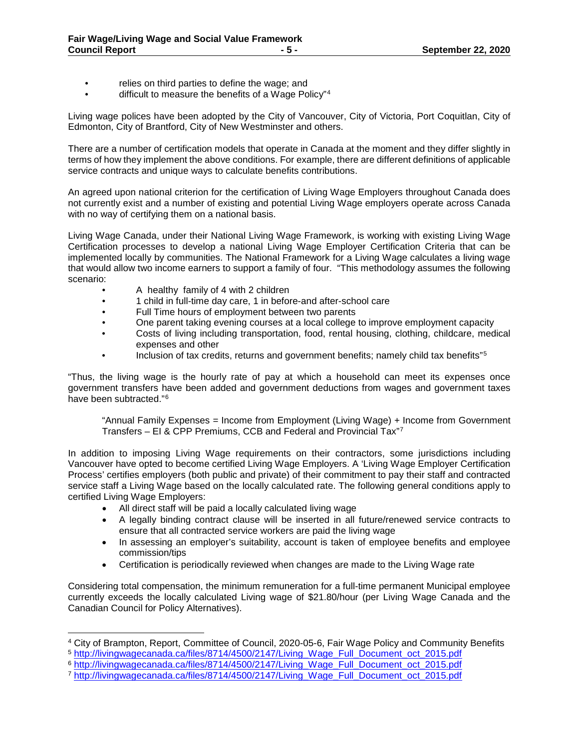- relies on third parties to define the wage; and
- difficult to measure the benefits of a Wage Policy"[4]

Living wage polices have been adopted by the City of Vancouver, City of Victoria, Port Coquitlan, City of Edmonton, City of Brantford, City of New Westminster and others.

There are a number of certification models that operate in Canada at the moment and they differ slightly in terms of how they implement the above conditions. For example, there are different definitions of applicable service contracts and unique ways to calculate benefits contributions.

An agreed upon national criterion for the certification of Living Wage Employers throughout Canada does not currently exist and a number of existing and potential Living Wage employers operate across Canada with no way of certifying them on a national basis.

Living Wage Canada, under their National Living Wage Framework, is working with existing Living Wage Certification processes to develop a national Living Wage Employer Certification Criteria that can be implemented locally by communities. The National Framework for a Living Wage calculates a living wage that would allow two income earners to support a family of four. "This methodology assumes the following scenario:

- A healthy family of 4 with 2 children
- 1 child in full-time day care, 1 in before-and after-school care
- Full Time hours of employment between two parents
- One parent taking evening courses at a local college to improve employment capacity
- Costs of living including transportation, food, rental housing, clothing, childcare, medical expenses and other
- Inclusion of tax credits, returns and government benefits; namely child tax benefits"[5]

"Thus, the living wage is the hourly rate of pay at which a household can meet its expenses once government transfers have been added and government deductions from wages and government taxes have been subtracted."[6]

> "Annual Family Expenses = Income from Employment (Living Wage) + Income from Government Transfers – EI & CPP Premiums, CCB and Federal and Provincial Tax"[7]

In addition to imposing Living Wage requirements on their contractors, some jurisdictions including Vancouver have opted to become certified Living Wage Employers. A 'Living Wage Employer Certification Process' certifies employers (both public and private) of their commitment to pay their staff and contracted service staff a Living Wage based on the locally calculated rate. The following general conditions apply to certified Living Wage Employers:

- All direct staff will be paid a locally calculated living wage
- A legally binding contract clause will be inserted in all future/renewed service contracts to ensure that all contracted service workers are paid the living wage
- In assessing an employer's suitability, account is taken of employee benefits and employee commission/tips
- Certification is periodically reviewed when changes are made to the Living Wage rate

Considering total compensation, the minimum remuneration for a full-time permanent Municipal employee currently exceeds the locally calculated Living wage of $21.80/hour (per Living Wage Canada and the Canadian Council for Policy Alternatives).

---

[4] City of Brampton, Report, Committee of Council, 2020-05-6, Fair Wage Policy and Community Benefits

[5] http://livingwagecanada.ca/files/8714/4500/2147/Living_Wage_Full_Document_oct_2015.pdf

[6] http://livingwagecanada.ca/files/8714/4500/2147/Living_Wage_Full_Document_oct_2015.pdf

[7] http://livingwagecanada.ca/files/8714/4500/2147/Living_Wage_Full_Document_oct_2015.pdf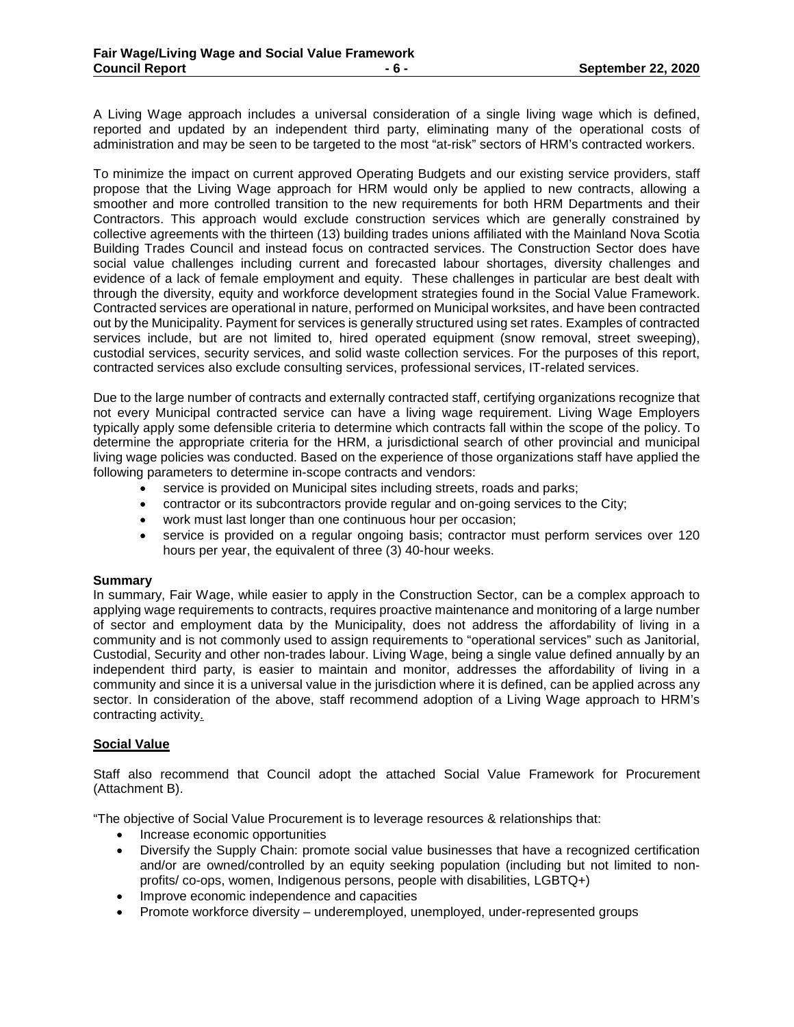A Living Wage approach includes a universal consideration of a single living wage which is defined, reported and updated by an independent third party, eliminating many of the operational costs of administration and may be seen to be targeted to the most "at-risk" sectors of HRM's contracted workers.

To minimize the impact on current approved Operating Budgets and our existing service providers, staff propose that the Living Wage approach for HRM would only be applied to new contracts, allowing a smoother and more controlled transition to the new requirements for both HRM Departments and their Contractors. This approach would exclude construction services which are generally constrained by collective agreements with the thirteen (13) building trades unions affiliated with the Mainland Nova Scotia Building Trades Council and instead focus on contracted services. The Construction Sector does have social value challenges including current and forecasted labour shortages, diversity challenges and evidence of a lack of female employment and equity. These challenges in particular are best dealt with through the diversity, equity and workforce development strategies found in the Social Value Framework. Contracted services are operational in nature, performed on Municipal worksites, and have been contracted out by the Municipality. Payment for services is generally structured using set rates. Examples of contracted services include, but are not limited to, hired operated equipment (snow removal, street sweeping), custodial services, security services, and solid waste collection services. For the purposes of this report, contracted services also exclude consulting services, professional services, IT-related services.

Due to the large number of contracts and externally contracted staff, certifying organizations recognize that not every Municipal contracted service can have a living wage requirement. Living Wage Employers typically apply some defensible criteria to determine which contracts fall within the scope of the policy. To determine the appropriate criteria for the HRM, a jurisdictional search of other provincial and municipal living wage policies was conducted. Based on the experience of those organizations staff have applied the following parameters to determine in-scope contracts and vendors:

- service is provided on Municipal sites including streets, roads and parks;
- contractor or its subcontractors provide regular and on-going services to the City;
- work must last longer than one continuous hour per occasion;
- service is provided on a regular ongoing basis; contractor must perform services over 120 hours per year, the equivalent of three (3) 40-hour weeks.

**Summary**

In summary, Fair Wage, while easier to apply in the Construction Sector, can be a complex approach to applying wage requirements to contracts, requires proactive maintenance and monitoring of a large number of sector and employment data by the Municipality, does not address the affordability of living in a community and is not commonly used to assign requirements to "operational services" such as Janitorial, Custodial, Security and other non-trades labour. Living Wage, being a single value defined annually by an independent third party, is easier to maintain and monitor, addresses the affordability of living in a community and since it is a universal value in the jurisdiction where it is defined, can be applied across any sector. In consideration of the above, staff recommend adoption of a Living Wage approach to HRM's contracting activity.

## Social Value

Staff also recommend that Council adopt the attached Social Value Framework for Procurement (Attachment B).

"The objective of Social Value Procurement is to leverage resources & relationships that:

- Increase economic opportunities
- Diversify the Supply Chain: promote social value businesses that have a recognized certification and/or are owned/controlled by an equity seeking population (including but not limited to non-profits/ co-ops, women, Indigenous persons, people with disabilities, LGBTQ+)
- Improve economic independence and capacities
- Promote workforce diversity – underemployed, unemployed, under-represented groups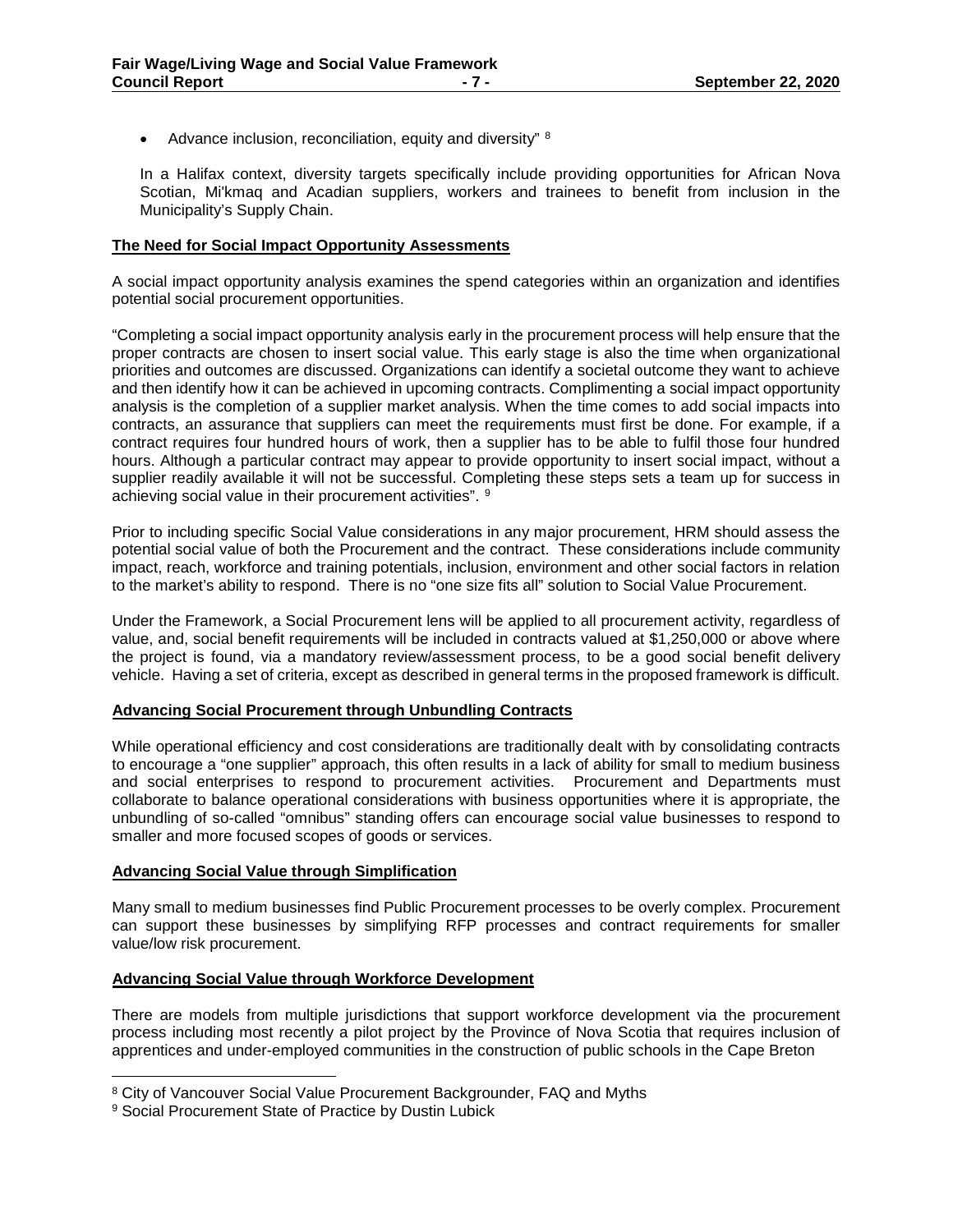- Advance inclusion, reconciliation, equity and diversity" [8]

In a Halifax context, diversity targets specifically include providing opportunities for African Nova Scotian, Mi'kmaq and Acadian suppliers, workers and trainees to benefit from inclusion in the Municipality's Supply Chain.

**The Need for Social Impact Opportunity Assessments**

A social impact opportunity analysis examines the spend categories within an organization and identifies potential social procurement opportunities.

"Completing a social impact opportunity analysis early in the procurement process will help ensure that the proper contracts are chosen to insert social value. This early stage is also the time when organizational priorities and outcomes are discussed. Organizations can identify a societal outcome they want to achieve and then identify how it can be achieved in upcoming contracts. Complimenting a social impact opportunity analysis is the completion of a supplier market analysis. When the time comes to add social impacts into contracts, an assurance that suppliers can meet the requirements must first be done. For example, if a contract requires four hundred hours of work, then a supplier has to be able to fulfil those four hundred hours. Although a particular contract may appear to provide opportunity to insert social impact, without a supplier readily available it will not be successful. Completing these steps sets a team up for success in achieving social value in their procurement activities". [9]

Prior to including specific Social Value considerations in any major procurement, HRM should assess the potential social value of both the Procurement and the contract. These considerations include community impact, reach, workforce and training potentials, inclusion, environment and other social factors in relation to the market's ability to respond. There is no "one size fits all" solution to Social Value Procurement.

Under the Framework, a Social Procurement lens will be applied to all procurement activity, regardless of value, and, social benefit requirements will be included in contracts valued at $1,250,000 or above where the project is found, via a mandatory review/assessment process, to be a good social benefit delivery vehicle. Having a set of criteria, except as described in general terms in the proposed framework is difficult.

**Advancing Social Procurement through Unbundling Contracts**

While operational efficiency and cost considerations are traditionally dealt with by consolidating contracts to encourage a "one supplier" approach, this often results in a lack of ability for small to medium business and social enterprises to respond to procurement activities. Procurement and Departments must collaborate to balance operational considerations with business opportunities where it is appropriate, the unbundling of so-called "omnibus" standing offers can encourage social value businesses to respond to smaller and more focused scopes of goods or services.

**Advancing Social Value through Simplification**

Many small to medium businesses find Public Procurement processes to be overly complex. Procurement can support these businesses by simplifying RFP processes and contract requirements for smaller value/low risk procurement.

**Advancing Social Value through Workforce Development**

There are models from multiple jurisdictions that support workforce development via the procurement process including most recently a pilot project by the Province of Nova Scotia that requires inclusion of apprentices and under-employed communities in the construction of public schools in the Cape Breton

---

[8] City of Vancouver Social Value Procurement Backgrounder, FAQ and Myths

[9] Social Procurement State of Practice by Dustin Lubick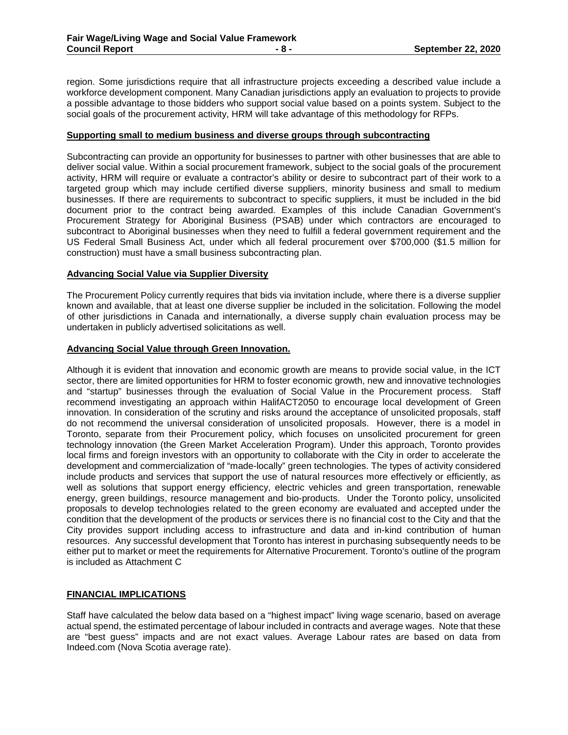region. Some jurisdictions require that all infrastructure projects exceeding a described value include a workforce development component. Many Canadian jurisdictions apply an evaluation to projects to provide a possible advantage to those bidders who support social value based on a points system. Subject to the social goals of the procurement activity, HRM will take advantage of this methodology for RFPs.

**Supporting small to medium business and diverse groups through subcontracting**

Subcontracting can provide an opportunity for businesses to partner with other businesses that are able to deliver social value. Within a social procurement framework, subject to the social goals of the procurement activity, HRM will require or evaluate a contractor's ability or desire to subcontract part of their work to a targeted group which may include certified diverse suppliers, minority business and small to medium businesses. If there are requirements to subcontract to specific suppliers, it must be included in the bid document prior to the contract being awarded. Examples of this include Canadian Government's Procurement Strategy for Aboriginal Business (PSAB) under which contractors are encouraged to subcontract to Aboriginal businesses when they need to fulfill a federal government requirement and the US Federal Small Business Act, under which all federal procurement over $700,000 ($1.5 million for construction) must have a small business subcontracting plan.

**Advancing Social Value via Supplier Diversity**

The Procurement Policy currently requires that bids via invitation include, where there is a diverse supplier known and available, that at least one diverse supplier be included in the solicitation. Following the model of other jurisdictions in Canada and internationally, a diverse supply chain evaluation process may be undertaken in publicly advertised solicitations as well.

**Advancing Social Value through Green Innovation.**

Although it is evident that innovation and economic growth are means to provide social value, in the ICT sector, there are limited opportunities for HRM to foster economic growth, new and innovative technologies and "startup" businesses through the evaluation of Social Value in the Procurement process. Staff recommend investigating an approach within HalifACT2050 to encourage local development of Green innovation. In consideration of the scrutiny and risks around the acceptance of unsolicited proposals, staff do not recommend the universal consideration of unsolicited proposals. However, there is a model in Toronto, separate from their Procurement policy, which focuses on unsolicited procurement for green technology innovation (the Green Market Acceleration Program). Under this approach, Toronto provides local firms and foreign investors with an opportunity to collaborate with the City in order to accelerate the development and commercialization of "made-locally" green technologies. The types of activity considered include products and services that support the use of natural resources more effectively or efficiently, as well as solutions that support energy efficiency, electric vehicles and green transportation, renewable energy, green buildings, resource management and bio-products. Under the Toronto policy, unsolicited proposals to develop technologies related to the green economy are evaluated and accepted under the condition that the development of the products or services there is no financial cost to the City and that the City provides support including access to infrastructure and data and in-kind contribution of human resources. Any successful development that Toronto has interest in purchasing subsequently needs to be either put to market or meet the requirements for Alternative Procurement. Toronto's outline of the program is included as Attachment C

## FINANCIAL IMPLICATIONS

Staff have calculated the below data based on a "highest impact" living wage scenario, based on average actual spend, the estimated percentage of labour included in contracts and average wages. Note that these are "best guess" impacts and are not exact values. Average Labour rates are based on data from Indeed.com (Nova Scotia average rate).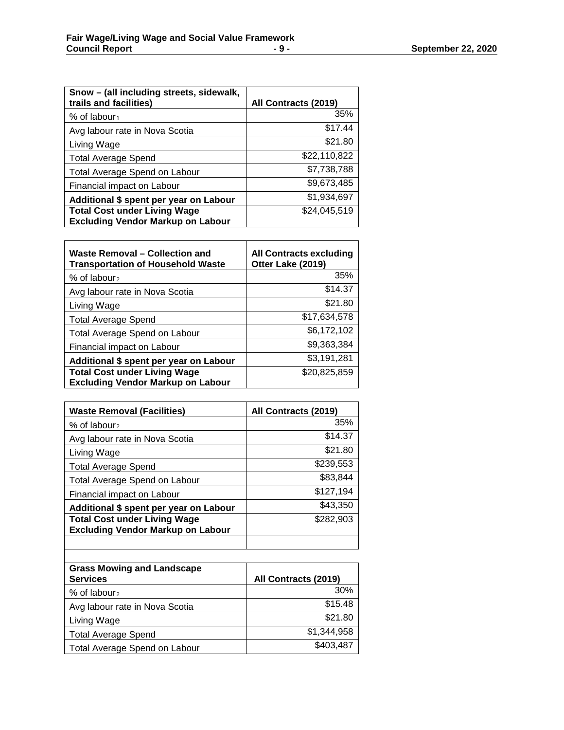| Snow – (all including streets, sidewalk, trails and facilities) | All Contracts (2019) |
|---|---|
| % of labour[1] | 35% |
| Avg labour rate in Nova Scotia | $17.44 |
| Living Wage | $21.80 |
| Total Average Spend | $22,110,822 |
| Total Average Spend on Labour | $7,738,788 |
| Financial impact on Labour | $9,673,485 |
| **Additional $ spent per year on Labour** | $1,934,697 |
| **Total Cost under Living Wage Excluding Vendor Markup on Labour** | $24,045,519 |

| Waste Removal – Collection and Transportation of Household Waste | All Contracts excluding Otter Lake (2019) |
|---|---|
| % of labour[2] | 35% |
| Avg labour rate in Nova Scotia | $14.37 |
| Living Wage | $21.80 |
| Total Average Spend | $17,634,578 |
| Total Average Spend on Labour | $6,172,102 |
| Financial impact on Labour | $9,363,384 |
| **Additional $ spent per year on Labour** | $3,191,281 |
| **Total Cost under Living Wage Excluding Vendor Markup on Labour** | $20,825,859 |

| Waste Removal (Facilities) | All Contracts (2019) |
|---|---|
| % of labour[2] | 35% |
| Avg labour rate in Nova Scotia | $14.37 |
| Living Wage | $21.80 |
| Total Average Spend | $239,553 |
| Total Average Spend on Labour | $83,844 |
| Financial impact on Labour | $127,194 |
| **Additional $ spent per year on Labour** | $43,350 |
| **Total Cost under Living Wage Excluding Vendor Markup on Labour** | $282,903 |
| | |

| Grass Mowing and Landscape Services | All Contracts (2019) |
|---|---|
| % of labour[2] | 30% |
| Avg labour rate in Nova Scotia | $15.48 |
| Living Wage | $21.80 |
| Total Average Spend | $1,344,958 |
| Total Average Spend on Labour | $403,487 |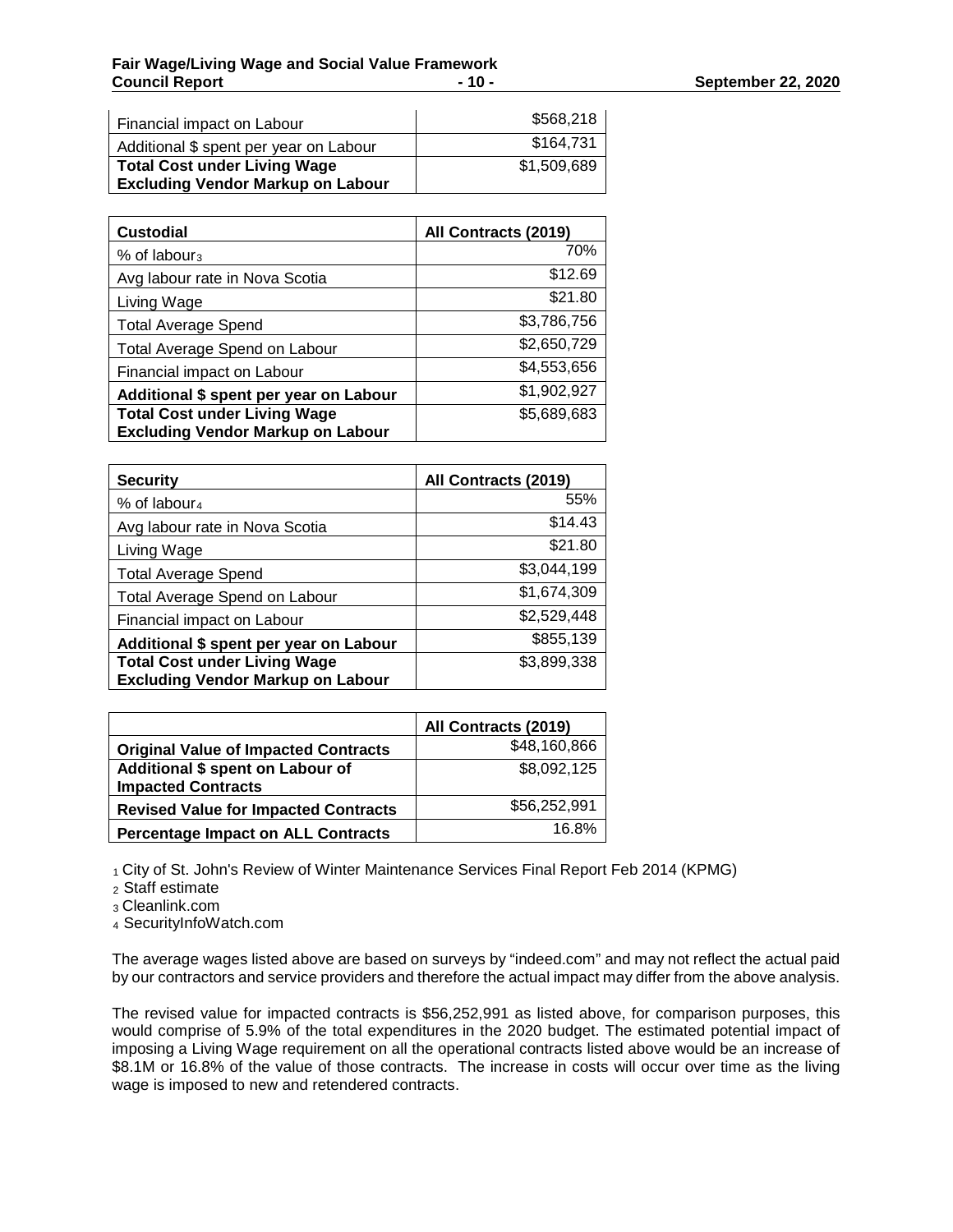| | |
|---|---|
| Financial impact on Labour | \$568,218 |
| Additional \$ spent per year on Labour | \$164,731 |
| **Total Cost under Living Wage Excluding Vendor Markup on Labour** | \$1,509,689 |

| **Custodial** | **All Contracts (2019)** |
|---|---|
| % of labour[3] | 70% |
| Avg labour rate in Nova Scotia | \$12.69 |
| Living Wage | \$21.80 |
| Total Average Spend | \$3,786,756 |
| Total Average Spend on Labour | \$2,650,729 |
| Financial impact on Labour | \$4,553,656 |
| **Additional \$ spent per year on Labour** | \$1,902,927 |
| **Total Cost under Living Wage Excluding Vendor Markup on Labour** | \$5,689,683 |

| **Security** | **All Contracts (2019)** |
|---|---|
| % of labour[4] | 55% |
| Avg labour rate in Nova Scotia | \$14.43 |
| Living Wage | \$21.80 |
| Total Average Spend | \$3,044,199 |
| Total Average Spend on Labour | \$1,674,309 |
| Financial impact on Labour | \$2,529,448 |
| **Additional \$ spent per year on Labour** | \$855,139 |
| **Total Cost under Living Wage Excluding Vendor Markup on Labour** | \$3,899,338 |

| | **All Contracts (2019)** |
|---|---|
| **Original Value of Impacted Contracts** | \$48,160,866 |
| **Additional \$ spent on Labour of Impacted Contracts** | \$8,092,125 |
| **Revised Value for Impacted Contracts** | \$56,252,991 |
| **Percentage Impact on ALL Contracts** | 16.8% |

[1] City of St. John's Review of Winter Maintenance Services Final Report Feb 2014 (KPMG)
[2] Staff estimate
[3] Cleanlink.com
[4] SecurityInfoWatch.com

The average wages listed above are based on surveys by "indeed.com" and may not reflect the actual paid by our contractors and service providers and therefore the actual impact may differ from the above analysis.

The revised value for impacted contracts is \$56,252,991 as listed above, for comparison purposes, this would comprise of 5.9% of the total expenditures in the 2020 budget. The estimated potential impact of imposing a Living Wage requirement on all the operational contracts listed above would be an increase of \$8.1M or 16.8% of the value of those contracts. The increase in costs will occur over time as the living wage is imposed to new and retendered contracts.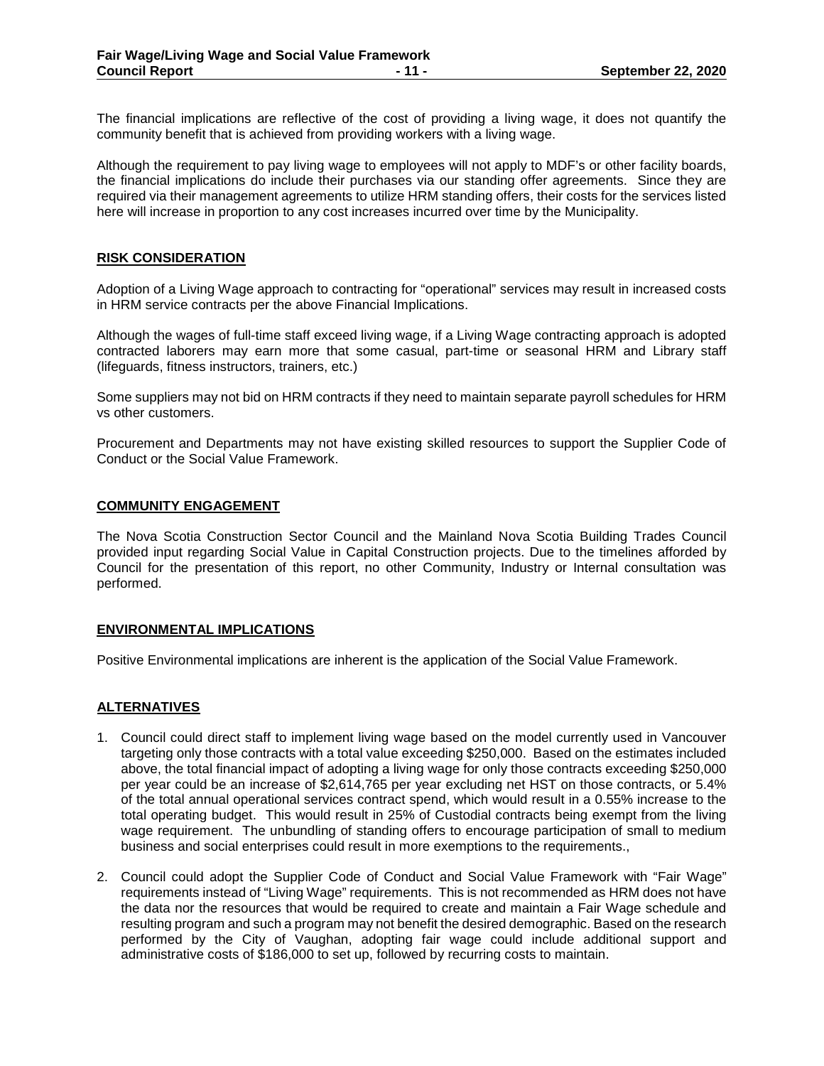The financial implications are reflective of the cost of providing a living wage, it does not quantify the community benefit that is achieved from providing workers with a living wage.

Although the requirement to pay living wage to employees will not apply to MDF's or other facility boards, the financial implications do include their purchases via our standing offer agreements. Since they are required via their management agreements to utilize HRM standing offers, their costs for the services listed here will increase in proportion to any cost increases incurred over time by the Municipality.

## RISK CONSIDERATION

Adoption of a Living Wage approach to contracting for "operational" services may result in increased costs in HRM service contracts per the above Financial Implications.

Although the wages of full-time staff exceed living wage, if a Living Wage contracting approach is adopted contracted laborers may earn more that some casual, part-time or seasonal HRM and Library staff (lifeguards, fitness instructors, trainers, etc.)

Some suppliers may not bid on HRM contracts if they need to maintain separate payroll schedules for HRM vs other customers.

Procurement and Departments may not have existing skilled resources to support the Supplier Code of Conduct or the Social Value Framework.

## COMMUNITY ENGAGEMENT

The Nova Scotia Construction Sector Council and the Mainland Nova Scotia Building Trades Council provided input regarding Social Value in Capital Construction projects. Due to the timelines afforded by Council for the presentation of this report, no other Community, Industry or Internal consultation was performed.

## ENVIRONMENTAL IMPLICATIONS

Positive Environmental implications are inherent is the application of the Social Value Framework.

## ALTERNATIVES

1. Council could direct staff to implement living wage based on the model currently used in Vancouver targeting only those contracts with a total value exceeding $250,000. Based on the estimates included above, the total financial impact of adopting a living wage for only those contracts exceeding $250,000 per year could be an increase of $2,614,765 per year excluding net HST on those contracts, or 5.4% of the total annual operational services contract spend, which would result in a 0.55% increase to the total operating budget. This would result in 25% of Custodial contracts being exempt from the living wage requirement. The unbundling of standing offers to encourage participation of small to medium business and social enterprises could result in more exemptions to the requirements.,

2. Council could adopt the Supplier Code of Conduct and Social Value Framework with "Fair Wage" requirements instead of "Living Wage" requirements. This is not recommended as HRM does not have the data nor the resources that would be required to create and maintain a Fair Wage schedule and resulting program and such a program may not benefit the desired demographic. Based on the research performed by the City of Vaughan, adopting fair wage could include additional support and administrative costs of $186,000 to set up, followed by recurring costs to maintain.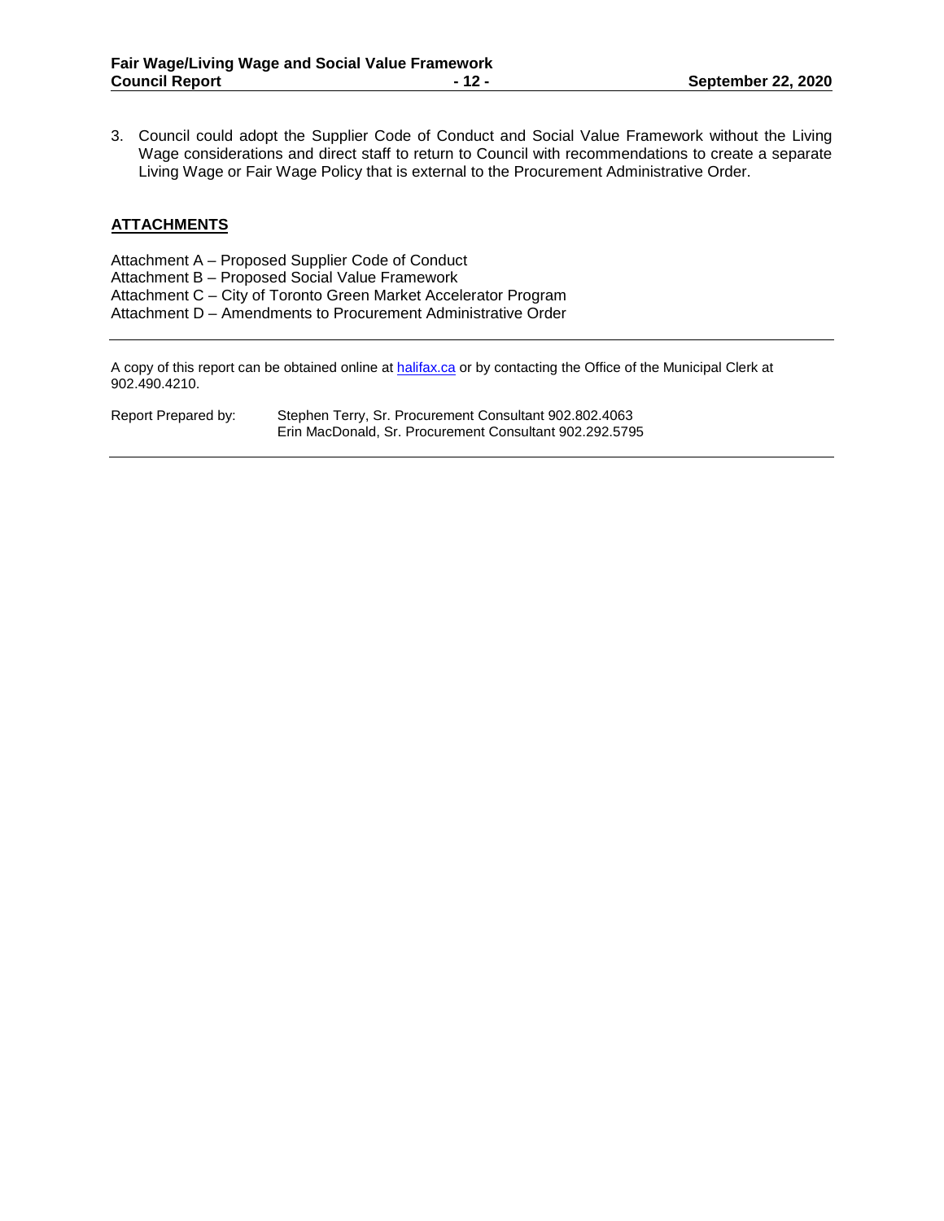3. Council could adopt the Supplier Code of Conduct and Social Value Framework without the Living Wage considerations and direct staff to return to Council with recommendations to create a separate Living Wage or Fair Wage Policy that is external to the Procurement Administrative Order.

## ATTACHMENTS

Attachment A – Proposed Supplier Code of Conduct
Attachment B – Proposed Social Value Framework
Attachment C – City of Toronto Green Market Accelerator Program
Attachment D – Amendments to Procurement Administrative Order

---

A copy of this report can be obtained online at halifax.ca or by contacting the Office of the Municipal Clerk at 902.490.4210.

Report Prepared by: Stephen Terry, Sr. Procurement Consultant 902.802.4063
Erin MacDonald, Sr. Procurement Consultant 902.292.5795

---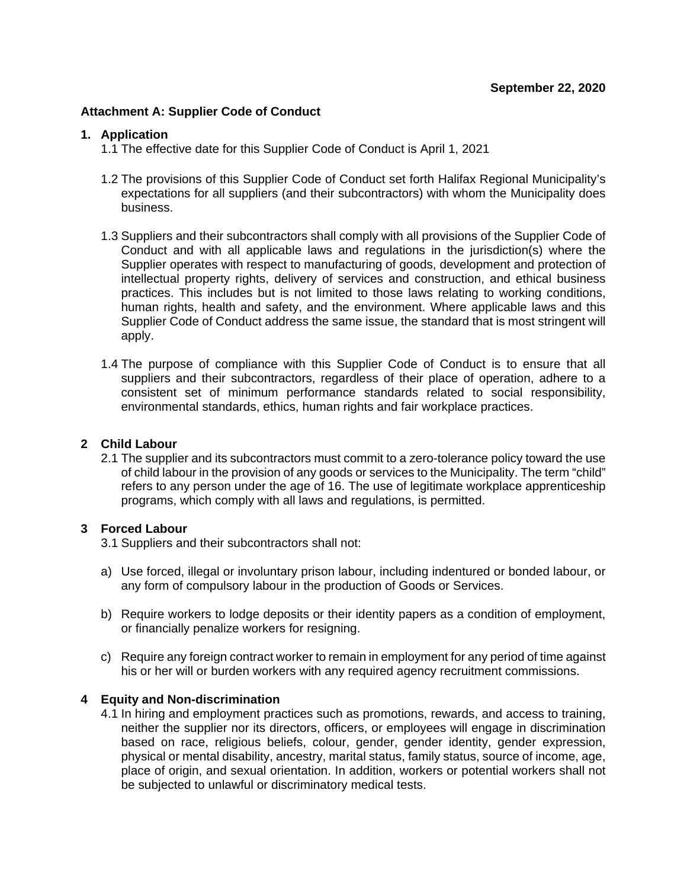**September 22, 2020**

**Attachment A: Supplier Code of Conduct**

## 1. Application

1.1 The effective date for this Supplier Code of Conduct is April 1, 2021

1.2 The provisions of this Supplier Code of Conduct set forth Halifax Regional Municipality's expectations for all suppliers (and their subcontractors) with whom the Municipality does business.

1.3 Suppliers and their subcontractors shall comply with all provisions of the Supplier Code of Conduct and with all applicable laws and regulations in the jurisdiction(s) where the Supplier operates with respect to manufacturing of goods, development and protection of intellectual property rights, delivery of services and construction, and ethical business practices. This includes but is not limited to those laws relating to working conditions, human rights, health and safety, and the environment. Where applicable laws and this Supplier Code of Conduct address the same issue, the standard that is most stringent will apply.

1.4 The purpose of compliance with this Supplier Code of Conduct is to ensure that all suppliers and their subcontractors, regardless of their place of operation, adhere to a consistent set of minimum performance standards related to social responsibility, environmental standards, ethics, human rights and fair workplace practices.

## 2 Child Labour

2.1 The supplier and its subcontractors must commit to a zero-tolerance policy toward the use of child labour in the provision of any goods or services to the Municipality. The term "child" refers to any person under the age of 16. The use of legitimate workplace apprenticeship programs, which comply with all laws and regulations, is permitted.

## 3 Forced Labour

3.1 Suppliers and their subcontractors shall not:

a) Use forced, illegal or involuntary prison labour, including indentured or bonded labour, or any form of compulsory labour in the production of Goods or Services.

b) Require workers to lodge deposits or their identity papers as a condition of employment, or financially penalize workers for resigning.

c) Require any foreign contract worker to remain in employment for any period of time against his or her will or burden workers with any required agency recruitment commissions.

## 4 Equity and Non-discrimination

4.1 In hiring and employment practices such as promotions, rewards, and access to training, neither the supplier nor its directors, officers, or employees will engage in discrimination based on race, religious beliefs, colour, gender, gender identity, gender expression, physical or mental disability, ancestry, marital status, family status, source of income, age, place of origin, and sexual orientation. In addition, workers or potential workers shall not be subjected to unlawful or discriminatory medical tests.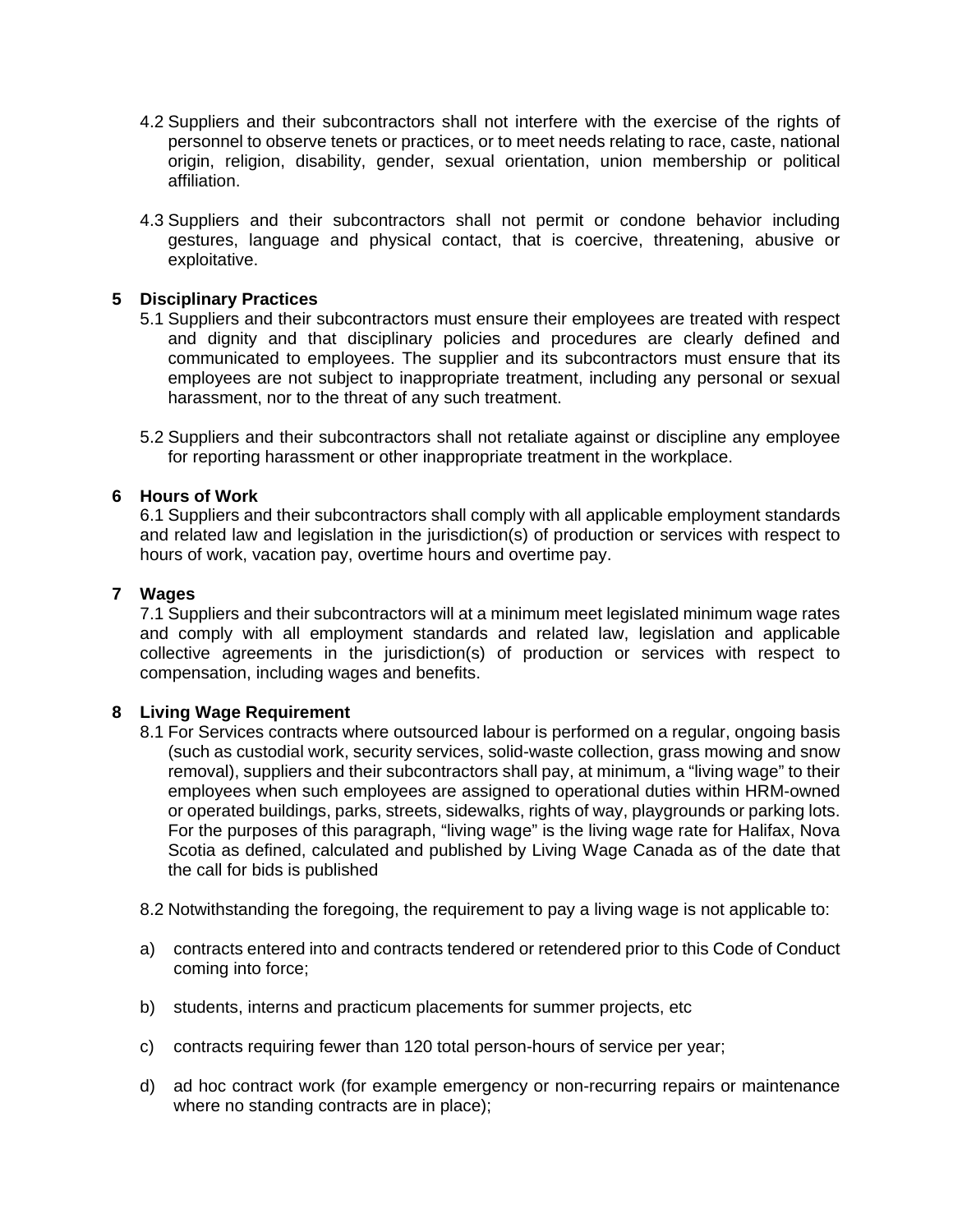4.2 Suppliers and their subcontractors shall not interfere with the exercise of the rights of personnel to observe tenets or practices, or to meet needs relating to race, caste, national origin, religion, disability, gender, sexual orientation, union membership or political affiliation.

4.3 Suppliers and their subcontractors shall not permit or condone behavior including gestures, language and physical contact, that is coercive, threatening, abusive or exploitative.

## 5 Disciplinary Practices

5.1 Suppliers and their subcontractors must ensure their employees are treated with respect and dignity and that disciplinary policies and procedures are clearly defined and communicated to employees. The supplier and its subcontractors must ensure that its employees are not subject to inappropriate treatment, including any personal or sexual harassment, nor to the threat of any such treatment.

5.2 Suppliers and their subcontractors shall not retaliate against or discipline any employee for reporting harassment or other inappropriate treatment in the workplace.

## 6 Hours of Work

6.1 Suppliers and their subcontractors shall comply with all applicable employment standards and related law and legislation in the jurisdiction(s) of production or services with respect to hours of work, vacation pay, overtime hours and overtime pay.

## 7 Wages

7.1 Suppliers and their subcontractors will at a minimum meet legislated minimum wage rates and comply with all employment standards and related law, legislation and applicable collective agreements in the jurisdiction(s) of production or services with respect to compensation, including wages and benefits.

## 8 Living Wage Requirement

8.1 For Services contracts where outsourced labour is performed on a regular, ongoing basis (such as custodial work, security services, solid-waste collection, grass mowing and snow removal), suppliers and their subcontractors shall pay, at minimum, a "living wage" to their employees when such employees are assigned to operational duties within HRM-owned or operated buildings, parks, streets, sidewalks, rights of way, playgrounds or parking lots. For the purposes of this paragraph, "living wage" is the living wage rate for Halifax, Nova Scotia as defined, calculated and published by Living Wage Canada as of the date that the call for bids is published

8.2 Notwithstanding the foregoing, the requirement to pay a living wage is not applicable to:

a) contracts entered into and contracts tendered or retendered prior to this Code of Conduct coming into force;

b) students, interns and practicum placements for summer projects, etc

c) contracts requiring fewer than 120 total person-hours of service per year;

d) ad hoc contract work (for example emergency or non-recurring repairs or maintenance where no standing contracts are in place);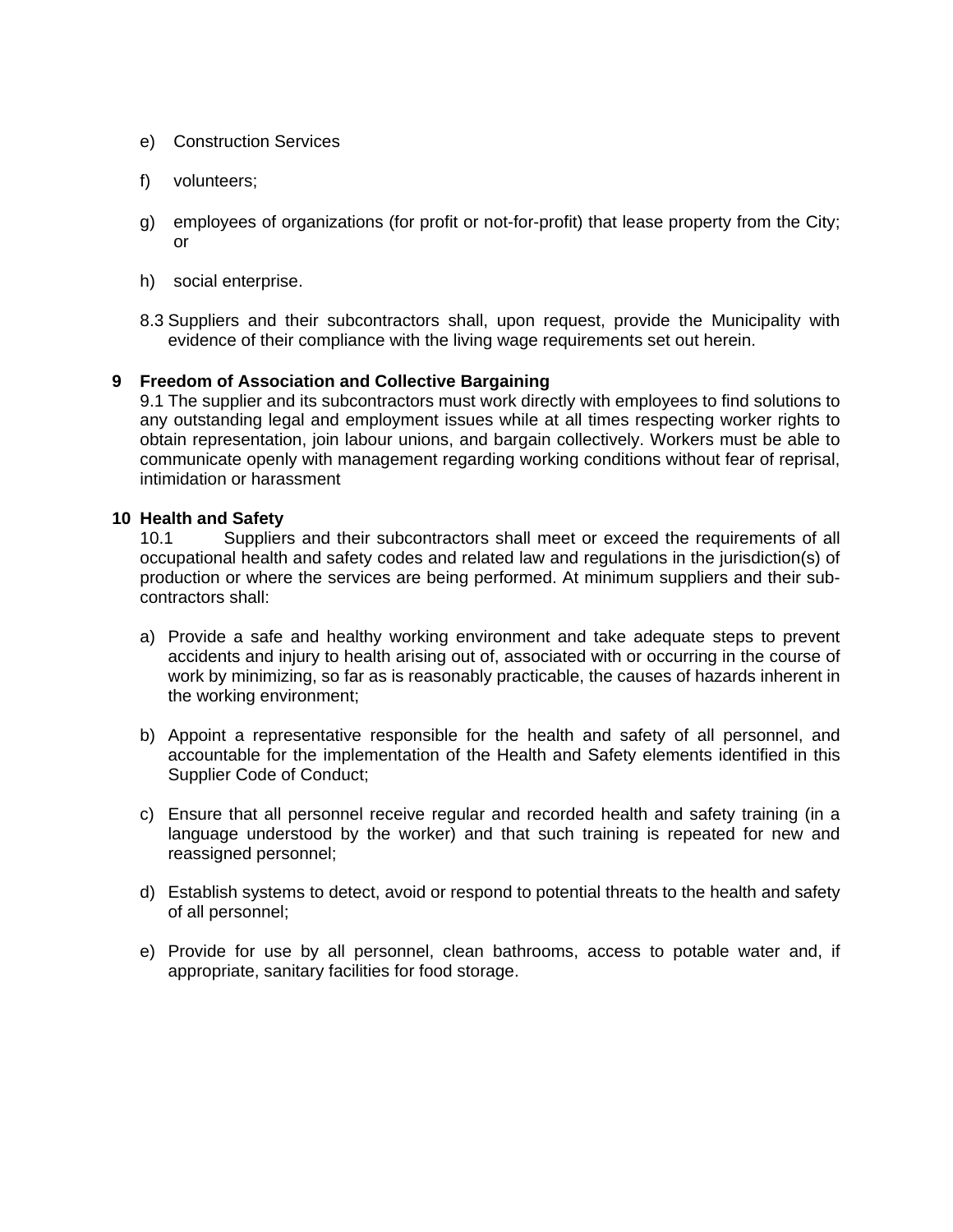e) Construction Services

f) volunteers;

g) employees of organizations (for profit or not-for-profit) that lease property from the City; or

h) social enterprise.

8.3 Suppliers and their subcontractors shall, upon request, provide the Municipality with evidence of their compliance with the living wage requirements set out herein.

## 9 Freedom of Association and Collective Bargaining

9.1 The supplier and its subcontractors must work directly with employees to find solutions to any outstanding legal and employment issues while at all times respecting worker rights to obtain representation, join labour unions, and bargain collectively. Workers must be able to communicate openly with management regarding working conditions without fear of reprisal, intimidation or harassment

## 10 Health and Safety

10.1 Suppliers and their subcontractors shall meet or exceed the requirements of all occupational health and safety codes and related law and regulations in the jurisdiction(s) of production or where the services are being performed. At minimum suppliers and their sub-contractors shall:

a) Provide a safe and healthy working environment and take adequate steps to prevent accidents and injury to health arising out of, associated with or occurring in the course of work by minimizing, so far as is reasonably practicable, the causes of hazards inherent in the working environment;

b) Appoint a representative responsible for the health and safety of all personnel, and accountable for the implementation of the Health and Safety elements identified in this Supplier Code of Conduct;

c) Ensure that all personnel receive regular and recorded health and safety training (in a language understood by the worker) and that such training is repeated for new and reassigned personnel;

d) Establish systems to detect, avoid or respond to potential threats to the health and safety of all personnel;

e) Provide for use by all personnel, clean bathrooms, access to potable water and, if appropriate, sanitary facilities for food storage.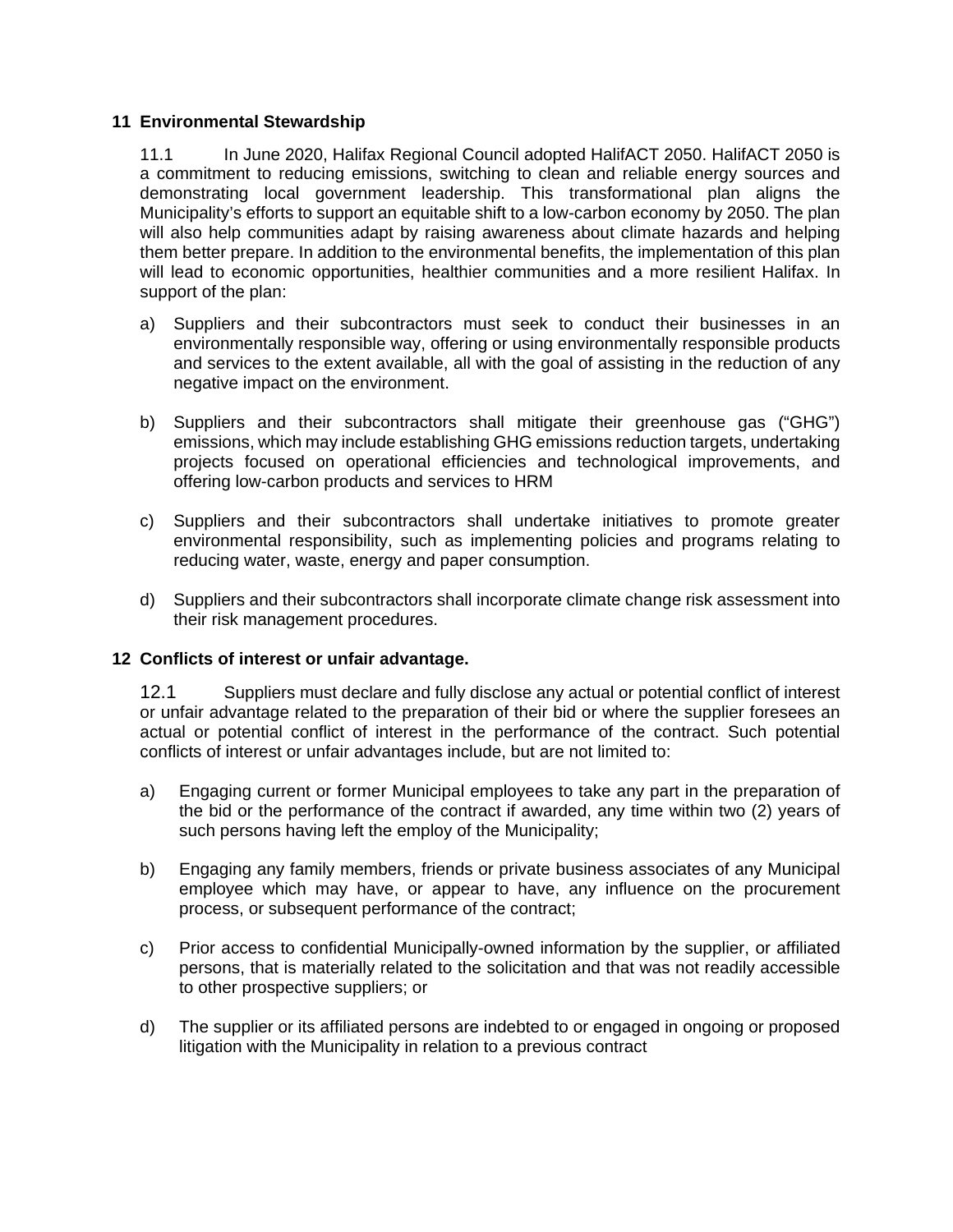## 11 Environmental Stewardship

11.1 In June 2020, Halifax Regional Council adopted HalifACT 2050. HalifACT 2050 is a commitment to reducing emissions, switching to clean and reliable energy sources and demonstrating local government leadership. This transformational plan aligns the Municipality's efforts to support an equitable shift to a low-carbon economy by 2050. The plan will also help communities adapt by raising awareness about climate hazards and helping them better prepare. In addition to the environmental benefits, the implementation of this plan will lead to economic opportunities, healthier communities and a more resilient Halifax. In support of the plan:

a) Suppliers and their subcontractors must seek to conduct their businesses in an environmentally responsible way, offering or using environmentally responsible products and services to the extent available, all with the goal of assisting in the reduction of any negative impact on the environment.

b) Suppliers and their subcontractors shall mitigate their greenhouse gas ("GHG") emissions, which may include establishing GHG emissions reduction targets, undertaking projects focused on operational efficiencies and technological improvements, and offering low-carbon products and services to HRM

c) Suppliers and their subcontractors shall undertake initiatives to promote greater environmental responsibility, such as implementing policies and programs relating to reducing water, waste, energy and paper consumption.

d) Suppliers and their subcontractors shall incorporate climate change risk assessment into their risk management procedures.

## 12 Conflicts of interest or unfair advantage.

12.1 Suppliers must declare and fully disclose any actual or potential conflict of interest or unfair advantage related to the preparation of their bid or where the supplier foresees an actual or potential conflict of interest in the performance of the contract. Such potential conflicts of interest or unfair advantages include, but are not limited to:

a) Engaging current or former Municipal employees to take any part in the preparation of the bid or the performance of the contract if awarded, any time within two (2) years of such persons having left the employ of the Municipality;

b) Engaging any family members, friends or private business associates of any Municipal employee which may have, or appear to have, any influence on the procurement process, or subsequent performance of the contract;

c) Prior access to confidential Municipally-owned information by the supplier, or affiliated persons, that is materially related to the solicitation and that was not readily accessible to other prospective suppliers; or

d) The supplier or its affiliated persons are indebted to or engaged in ongoing or proposed litigation with the Municipality in relation to a previous contract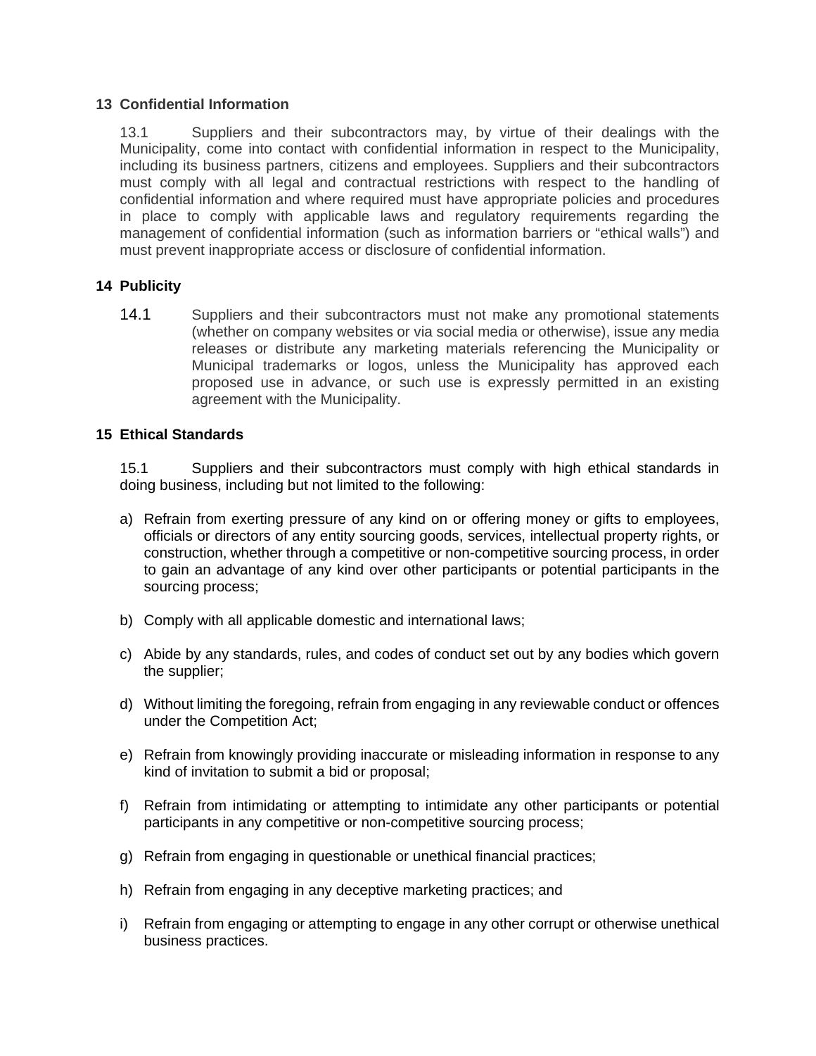## 13 Confidential Information

13.1 Suppliers and their subcontractors may, by virtue of their dealings with the Municipality, come into contact with confidential information in respect to the Municipality, including its business partners, citizens and employees. Suppliers and their subcontractors must comply with all legal and contractual restrictions with respect to the handling of confidential information and where required must have appropriate policies and procedures in place to comply with applicable laws and regulatory requirements regarding the management of confidential information (such as information barriers or "ethical walls") and must prevent inappropriate access or disclosure of confidential information.

## 14 Publicity

14.1 Suppliers and their subcontractors must not make any promotional statements (whether on company websites or via social media or otherwise), issue any media releases or distribute any marketing materials referencing the Municipality or Municipal trademarks or logos, unless the Municipality has approved each proposed use in advance, or such use is expressly permitted in an existing agreement with the Municipality.

## 15 Ethical Standards

15.1 Suppliers and their subcontractors must comply with high ethical standards in doing business, including but not limited to the following:

a) Refrain from exerting pressure of any kind on or offering money or gifts to employees, officials or directors of any entity sourcing goods, services, intellectual property rights, or construction, whether through a competitive or non-competitive sourcing process, in order to gain an advantage of any kind over other participants or potential participants in the sourcing process;

b) Comply with all applicable domestic and international laws;

c) Abide by any standards, rules, and codes of conduct set out by any bodies which govern the supplier;

d) Without limiting the foregoing, refrain from engaging in any reviewable conduct or offences under the Competition Act;

e) Refrain from knowingly providing inaccurate or misleading information in response to any kind of invitation to submit a bid or proposal;

f) Refrain from intimidating or attempting to intimidate any other participants or potential participants in any competitive or non-competitive sourcing process;

g) Refrain from engaging in questionable or unethical financial practices;

h) Refrain from engaging in any deceptive marketing practices; and

i) Refrain from engaging or attempting to engage in any other corrupt or otherwise unethical business practices.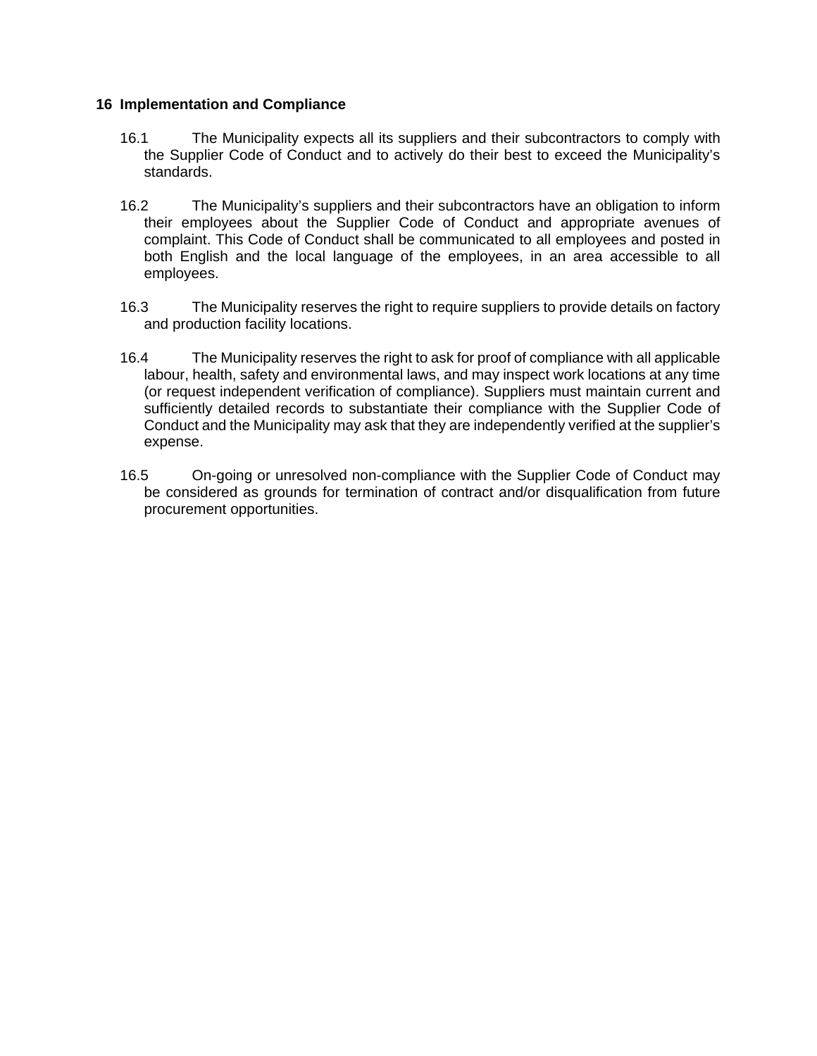## 16 Implementation and Compliance

16.1 The Municipality expects all its suppliers and their subcontractors to comply with the Supplier Code of Conduct and to actively do their best to exceed the Municipality's standards.

16.2 The Municipality's suppliers and their subcontractors have an obligation to inform their employees about the Supplier Code of Conduct and appropriate avenues of complaint. This Code of Conduct shall be communicated to all employees and posted in both English and the local language of the employees, in an area accessible to all employees.

16.3 The Municipality reserves the right to require suppliers to provide details on factory and production facility locations.

16.4 The Municipality reserves the right to ask for proof of compliance with all applicable labour, health, safety and environmental laws, and may inspect work locations at any time (or request independent verification of compliance). Suppliers must maintain current and sufficiently detailed records to substantiate their compliance with the Supplier Code of Conduct and the Municipality may ask that they are independently verified at the supplier's expense.

16.5 On-going or unresolved non-compliance with the Supplier Code of Conduct may be considered as grounds for termination of contract and/or disqualification from future procurement opportunities.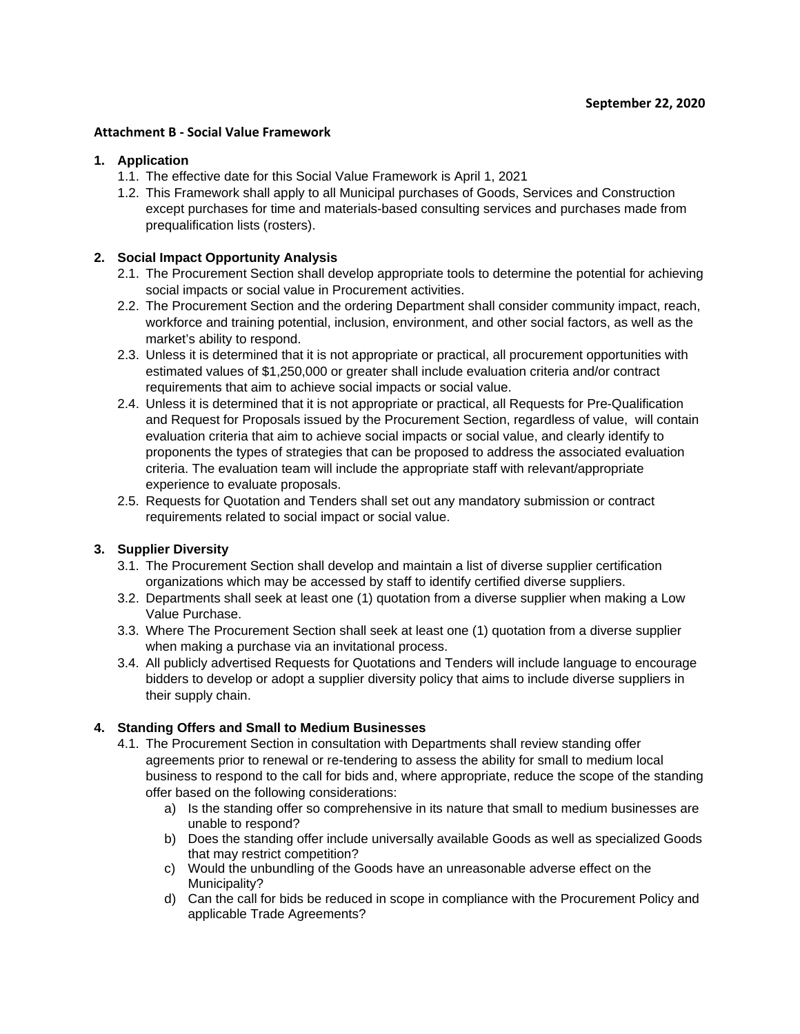**September 22, 2020**

**Attachment B - Social Value Framework**

## 1. Application

1.1. The effective date for this Social Value Framework is April 1, 2021

1.2. This Framework shall apply to all Municipal purchases of Goods, Services and Construction except purchases for time and materials-based consulting services and purchases made from prequalification lists (rosters).

## 2. Social Impact Opportunity Analysis

2.1. The Procurement Section shall develop appropriate tools to determine the potential for achieving social impacts or social value in Procurement activities.

2.2. The Procurement Section and the ordering Department shall consider community impact, reach, workforce and training potential, inclusion, environment, and other social factors, as well as the market's ability to respond.

2.3. Unless it is determined that it is not appropriate or practical, all procurement opportunities with estimated values of $1,250,000 or greater shall include evaluation criteria and/or contract requirements that aim to achieve social impacts or social value.

2.4. Unless it is determined that it is not appropriate or practical, all Requests for Pre-Qualification and Request for Proposals issued by the Procurement Section, regardless of value, will contain evaluation criteria that aim to achieve social impacts or social value, and clearly identify to proponents the types of strategies that can be proposed to address the associated evaluation criteria. The evaluation team will include the appropriate staff with relevant/appropriate experience to evaluate proposals.

2.5. Requests for Quotation and Tenders shall set out any mandatory submission or contract requirements related to social impact or social value.

## 3. Supplier Diversity

3.1. The Procurement Section shall develop and maintain a list of diverse supplier certification organizations which may be accessed by staff to identify certified diverse suppliers.

3.2. Departments shall seek at least one (1) quotation from a diverse supplier when making a Low Value Purchase.

3.3. Where The Procurement Section shall seek at least one (1) quotation from a diverse supplier when making a purchase via an invitational process.

3.4. All publicly advertised Requests for Quotations and Tenders will include language to encourage bidders to develop or adopt a supplier diversity policy that aims to include diverse suppliers in their supply chain.

## 4. Standing Offers and Small to Medium Businesses

4.1. The Procurement Section in consultation with Departments shall review standing offer agreements prior to renewal or re-tendering to assess the ability for small to medium local business to respond to the call for bids and, where appropriate, reduce the scope of the standing offer based on the following considerations:

a) Is the standing offer so comprehensive in its nature that small to medium businesses are unable to respond?

b) Does the standing offer include universally available Goods as well as specialized Goods that may restrict competition?

c) Would the unbundling of the Goods have an unreasonable adverse effect on the Municipality?

d) Can the call for bids be reduced in scope in compliance with the Procurement Policy and applicable Trade Agreements?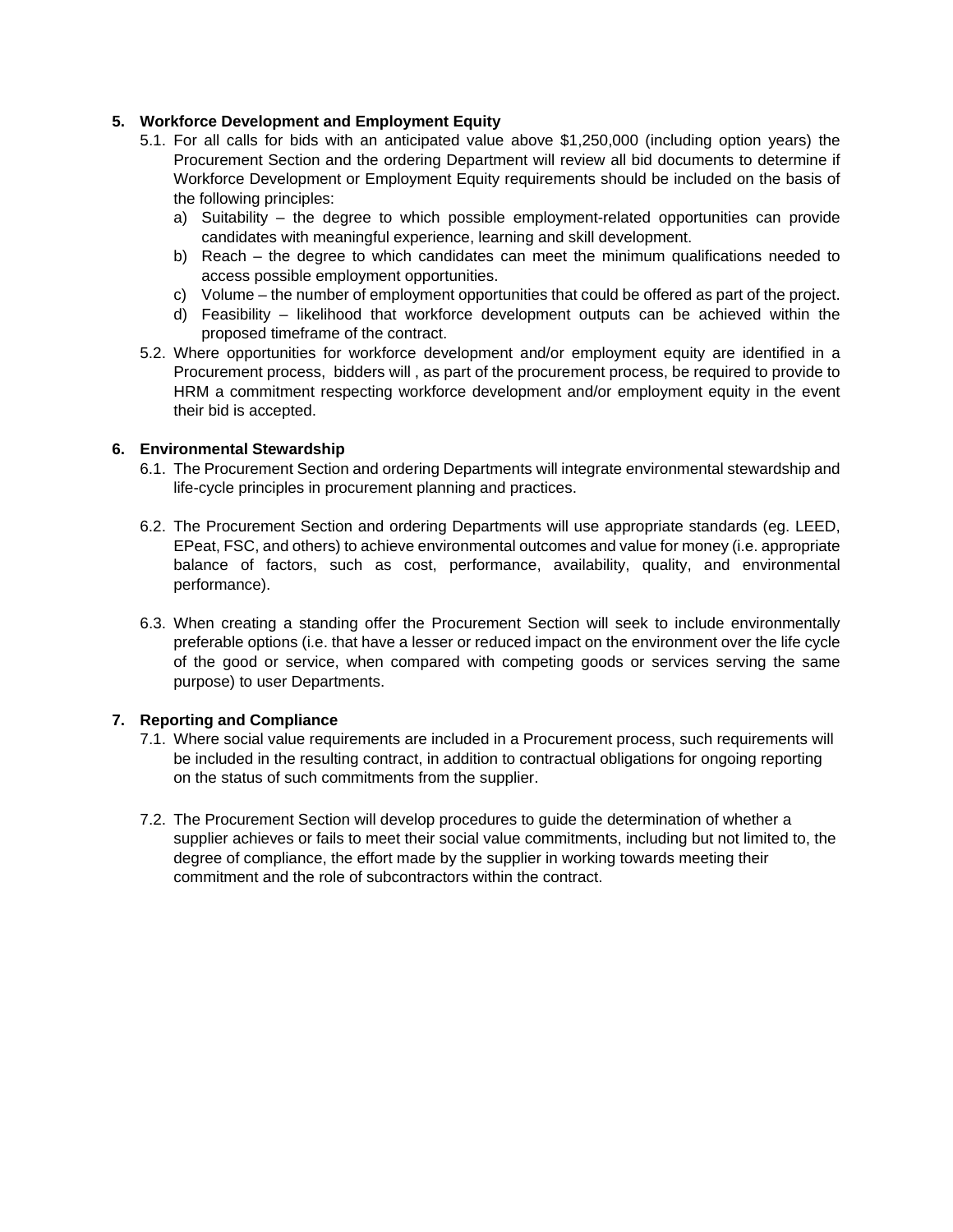## 5. Workforce Development and Employment Equity

5.1. For all calls for bids with an anticipated value above $1,250,000 (including option years) the Procurement Section and the ordering Department will review all bid documents to determine if Workforce Development or Employment Equity requirements should be included on the basis of the following principles:

a) Suitability – the degree to which possible employment-related opportunities can provide candidates with meaningful experience, learning and skill development.

b) Reach – the degree to which candidates can meet the minimum qualifications needed to access possible employment opportunities.

c) Volume – the number of employment opportunities that could be offered as part of the project.

d) Feasibility – likelihood that workforce development outputs can be achieved within the proposed timeframe of the contract.

5.2. Where opportunities for workforce development and/or employment equity are identified in a Procurement process, bidders will , as part of the procurement process, be required to provide to HRM a commitment respecting workforce development and/or employment equity in the event their bid is accepted.

## 6. Environmental Stewardship

6.1. The Procurement Section and ordering Departments will integrate environmental stewardship and life-cycle principles in procurement planning and practices.

6.2. The Procurement Section and ordering Departments will use appropriate standards (eg. LEED, EPeat, FSC, and others) to achieve environmental outcomes and value for money (i.e. appropriate balance of factors, such as cost, performance, availability, quality, and environmental performance).

6.3. When creating a standing offer the Procurement Section will seek to include environmentally preferable options (i.e. that have a lesser or reduced impact on the environment over the life cycle of the good or service, when compared with competing goods or services serving the same purpose) to user Departments.

## 7. Reporting and Compliance

7.1. Where social value requirements are included in a Procurement process, such requirements will be included in the resulting contract, in addition to contractual obligations for ongoing reporting on the status of such commitments from the supplier.

7.2. The Procurement Section will develop procedures to guide the determination of whether a supplier achieves or fails to meet their social value commitments, including but not limited to, the degree of compliance, the effort made by the supplier in working towards meeting their commitment and the role of subcontractors within the contract.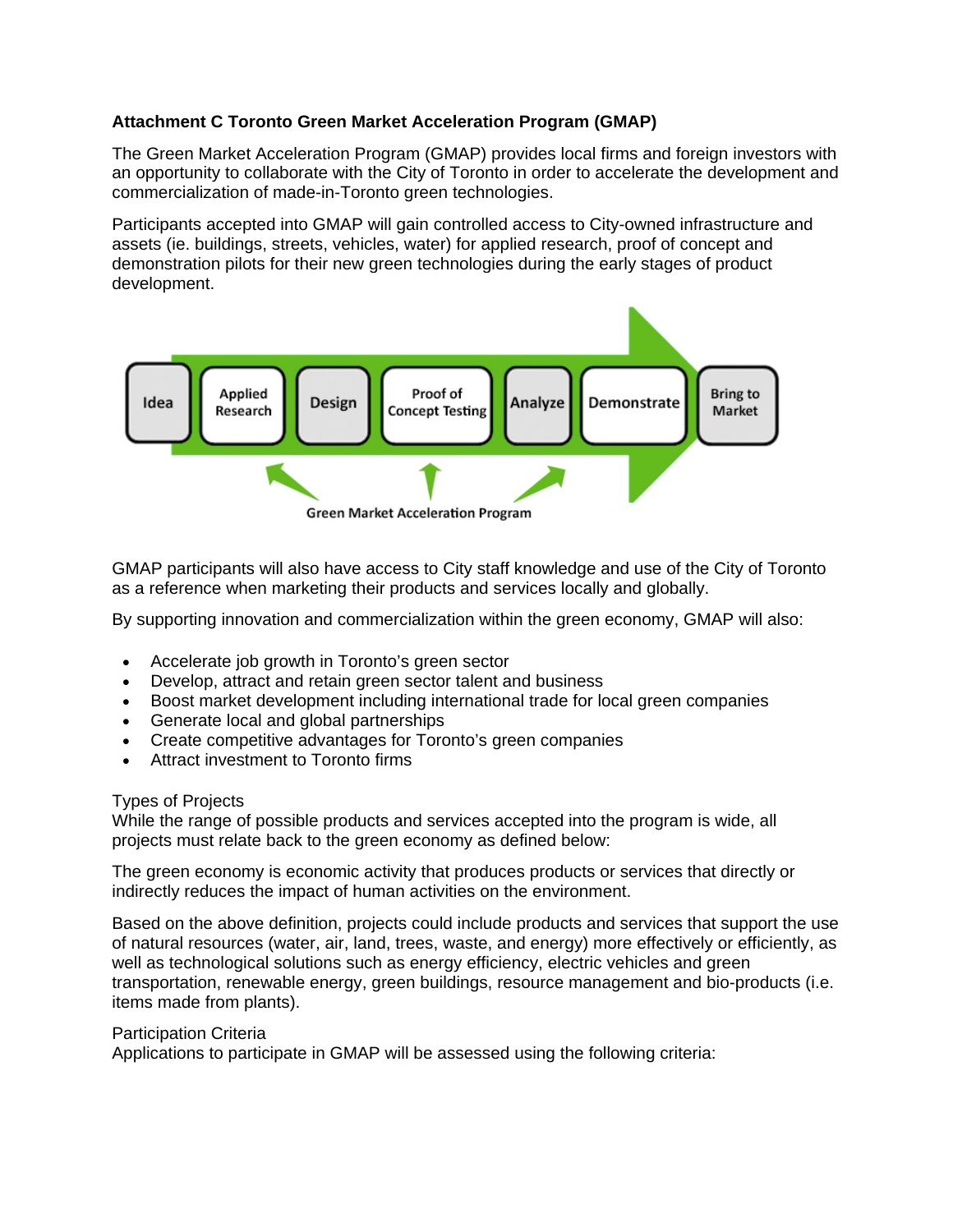**Attachment C Toronto Green Market Acceleration Program (GMAP)**

The Green Market Acceleration Program (GMAP) provides local firms and foreign investors with an opportunity to collaborate with the City of Toronto in order to accelerate the development and commercialization of made-in-Toronto green technologies.

Participants accepted into GMAP will gain controlled access to City-owned infrastructure and assets (ie. buildings, streets, vehicles, water) for applied research, proof of concept and demonstration pilots for their new green technologies during the early stages of product development.

Idea → Applied Research → Design → Proof of Concept Testing → Analyze → Demonstrate → Bring to Market

Green Market Acceleration Program

GMAP participants will also have access to City staff knowledge and use of the City of Toronto as a reference when marketing their products and services locally and globally.

By supporting innovation and commercialization within the green economy, GMAP will also:

- Accelerate job growth in Toronto's green sector
- Develop, attract and retain green sector talent and business
- Boost market development including international trade for local green companies
- Generate local and global partnerships
- Create competitive advantages for Toronto's green companies
- Attract investment to Toronto firms

Types of Projects
While the range of possible products and services accepted into the program is wide, all projects must relate back to the green economy as defined below:

The green economy is economic activity that produces products or services that directly or indirectly reduces the impact of human activities on the environment.

Based on the above definition, projects could include products and services that support the use of natural resources (water, air, land, trees, waste, and energy) more effectively or efficiently, as well as technological solutions such as energy efficiency, electric vehicles and green transportation, renewable energy, green buildings, resource management and bio-products (i.e. items made from plants).

Participation Criteria
Applications to participate in GMAP will be assessed using the following criteria: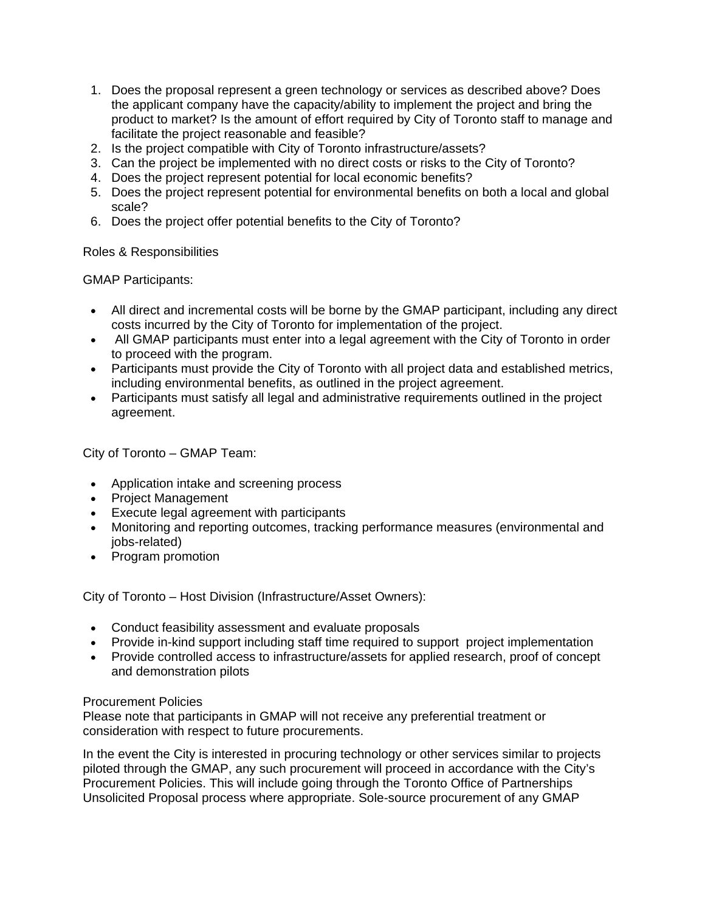1. Does the proposal represent a green technology or services as described above? Does the applicant company have the capacity/ability to implement the project and bring the product to market? Is the amount of effort required by City of Toronto staff to manage and facilitate the project reasonable and feasible?
2. Is the project compatible with City of Toronto infrastructure/assets?
3. Can the project be implemented with no direct costs or risks to the City of Toronto?
4. Does the project represent potential for local economic benefits?
5. Does the project represent potential for environmental benefits on both a local and global scale?
6. Does the project offer potential benefits to the City of Toronto?

Roles & Responsibilities

GMAP Participants:

- All direct and incremental costs will be borne by the GMAP participant, including any direct costs incurred by the City of Toronto for implementation of the project.
- All GMAP participants must enter into a legal agreement with the City of Toronto in order to proceed with the program.
- Participants must provide the City of Toronto with all project data and established metrics, including environmental benefits, as outlined in the project agreement.
- Participants must satisfy all legal and administrative requirements outlined in the project agreement.

City of Toronto – GMAP Team:

- Application intake and screening process
- Project Management
- Execute legal agreement with participants
- Monitoring and reporting outcomes, tracking performance measures (environmental and jobs-related)
- Program promotion

City of Toronto – Host Division (Infrastructure/Asset Owners):

- Conduct feasibility assessment and evaluate proposals
- Provide in-kind support including staff time required to support project implementation
- Provide controlled access to infrastructure/assets for applied research, proof of concept and demonstration pilots

Procurement Policies

Please note that participants in GMAP will not receive any preferential treatment or consideration with respect to future procurements.

In the event the City is interested in procuring technology or other services similar to projects piloted through the GMAP, any such procurement will proceed in accordance with the City's Procurement Policies. This will include going through the Toronto Office of Partnerships Unsolicited Proposal process where appropriate. Sole-source procurement of any GMAP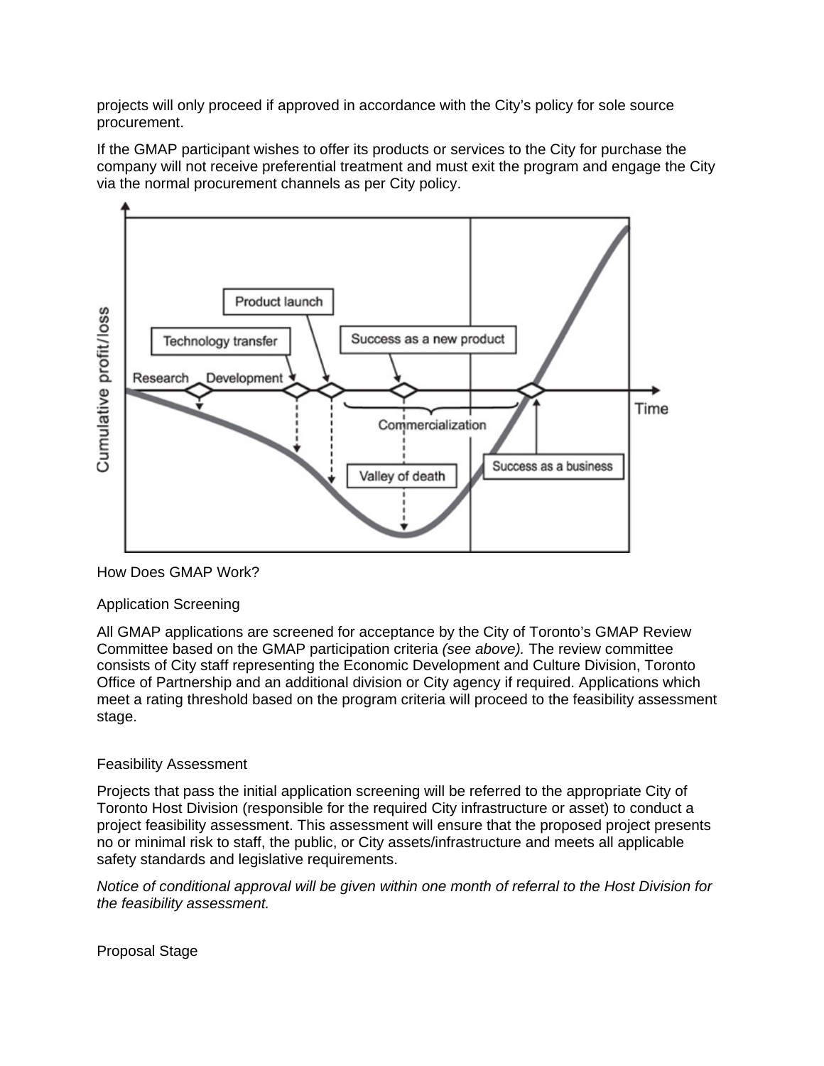projects will only proceed if approved in accordance with the City's policy for sole source procurement.

If the GMAP participant wishes to offer its products or services to the City for purchase the company will not receive preferential treatment and must exit the program and engage the City via the normal procurement channels as per City policy.

How Does GMAP Work?

Application Screening

All GMAP applications are screened for acceptance by the City of Toronto's GMAP Review Committee based on the GMAP participation criteria *(see above).* The review committee consists of City staff representing the Economic Development and Culture Division, Toronto Office of Partnership and an additional division or City agency if required. Applications which meet a rating threshold based on the program criteria will proceed to the feasibility assessment stage.

Feasibility Assessment

Projects that pass the initial application screening will be referred to the appropriate City of Toronto Host Division (responsible for the required City infrastructure or asset) to conduct a project feasibility assessment. This assessment will ensure that the proposed project presents no or minimal risk to staff, the public, or City assets/infrastructure and meets all applicable safety standards and legislative requirements.

*Notice of conditional approval will be given within one month of referral to the Host Division for the feasibility assessment.*

Proposal Stage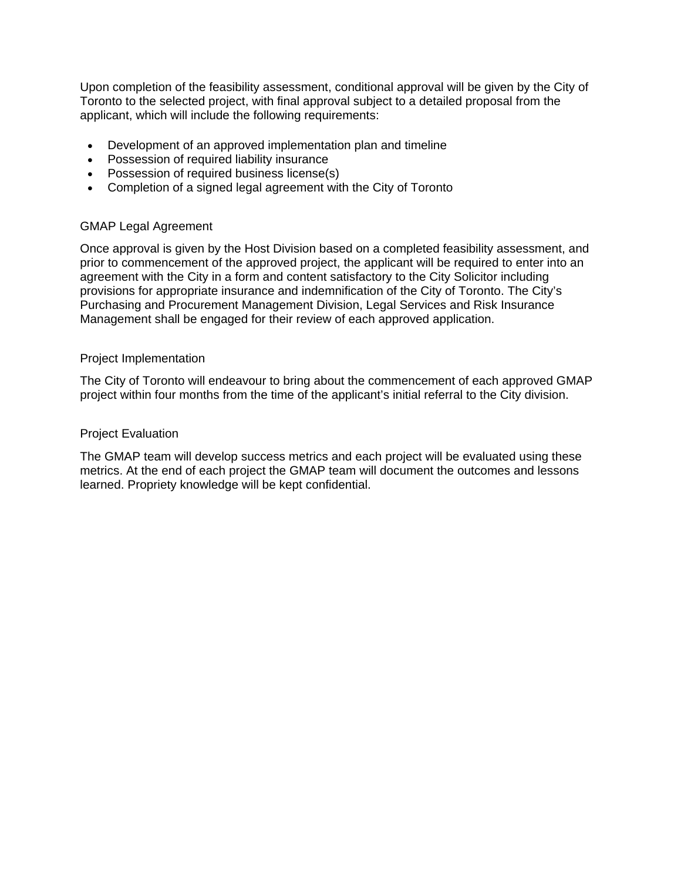Upon completion of the feasibility assessment, conditional approval will be given by the City of Toronto to the selected project, with final approval subject to a detailed proposal from the applicant, which will include the following requirements:

- Development of an approved implementation plan and timeline
- Possession of required liability insurance
- Possession of required business license(s)
- Completion of a signed legal agreement with the City of Toronto

### GMAP Legal Agreement

Once approval is given by the Host Division based on a completed feasibility assessment, and prior to commencement of the approved project, the applicant will be required to enter into an agreement with the City in a form and content satisfactory to the City Solicitor including provisions for appropriate insurance and indemnification of the City of Toronto. The City's Purchasing and Procurement Management Division, Legal Services and Risk Insurance Management shall be engaged for their review of each approved application.

### Project Implementation

The City of Toronto will endeavour to bring about the commencement of each approved GMAP project within four months from the time of the applicant's initial referral to the City division.

### Project Evaluation

The GMAP team will develop success metrics and each project will be evaluated using these metrics. At the end of each project the GMAP team will document the outcomes and lessons learned. Propriety knowledge will be kept confidential.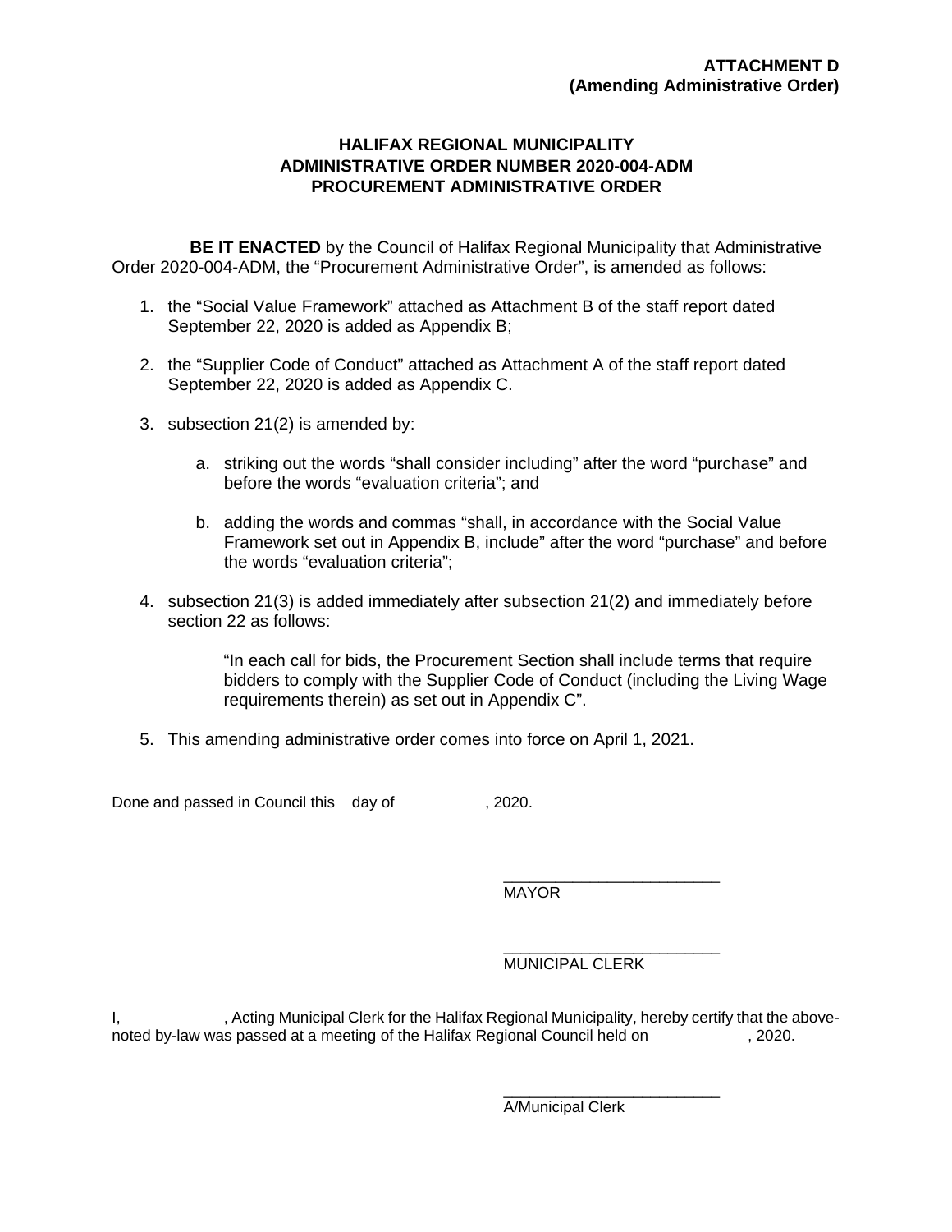**ATTACHMENT D**
**(Amending Administrative Order)**

**HALIFAX REGIONAL MUNICIPALITY**
**ADMINISTRATIVE ORDER NUMBER 2020-004-ADM**
**PROCUREMENT ADMINISTRATIVE ORDER**

**BE IT ENACTED** by the Council of Halifax Regional Municipality that Administrative Order 2020-004-ADM, the "Procurement Administrative Order", is amended as follows:

1. the "Social Value Framework" attached as Attachment B of the staff report dated September 22, 2020 is added as Appendix B;

2. the "Supplier Code of Conduct" attached as Attachment A of the staff report dated September 22, 2020 is added as Appendix C.

3. subsection 21(2) is amended by:

   a. striking out the words "shall consider including" after the word "purchase" and before the words "evaluation criteria"; and

   b. adding the words and commas "shall, in accordance with the Social Value Framework set out in Appendix B, include" after the word "purchase" and before the words "evaluation criteria";

4. subsection 21(3) is added immediately after subsection 21(2) and immediately before section 22 as follows:

   > "In each call for bids, the Procurement Section shall include terms that require bidders to comply with the Supplier Code of Conduct (including the Living Wage requirements therein) as set out in Appendix C".

5. This amending administrative order comes into force on April 1, 2021.

Done and passed in Council this day of , 2020.

\_\_\_\_\_\_\_\_\_\_\_\_\_\_\_\_\_\_\_\_\_\_\_\_\_
MAYOR

\_\_\_\_\_\_\_\_\_\_\_\_\_\_\_\_\_\_\_\_\_\_\_\_\_
MUNICIPAL CLERK

I, , Acting Municipal Clerk for the Halifax Regional Municipality, hereby certify that the above-noted by-law was passed at a meeting of the Halifax Regional Council held on , 2020.

\_\_\_\_\_\_\_\_\_\_\_\_\_\_\_\_\_\_\_\_\_\_\_\_\_
A/Municipal Clerk